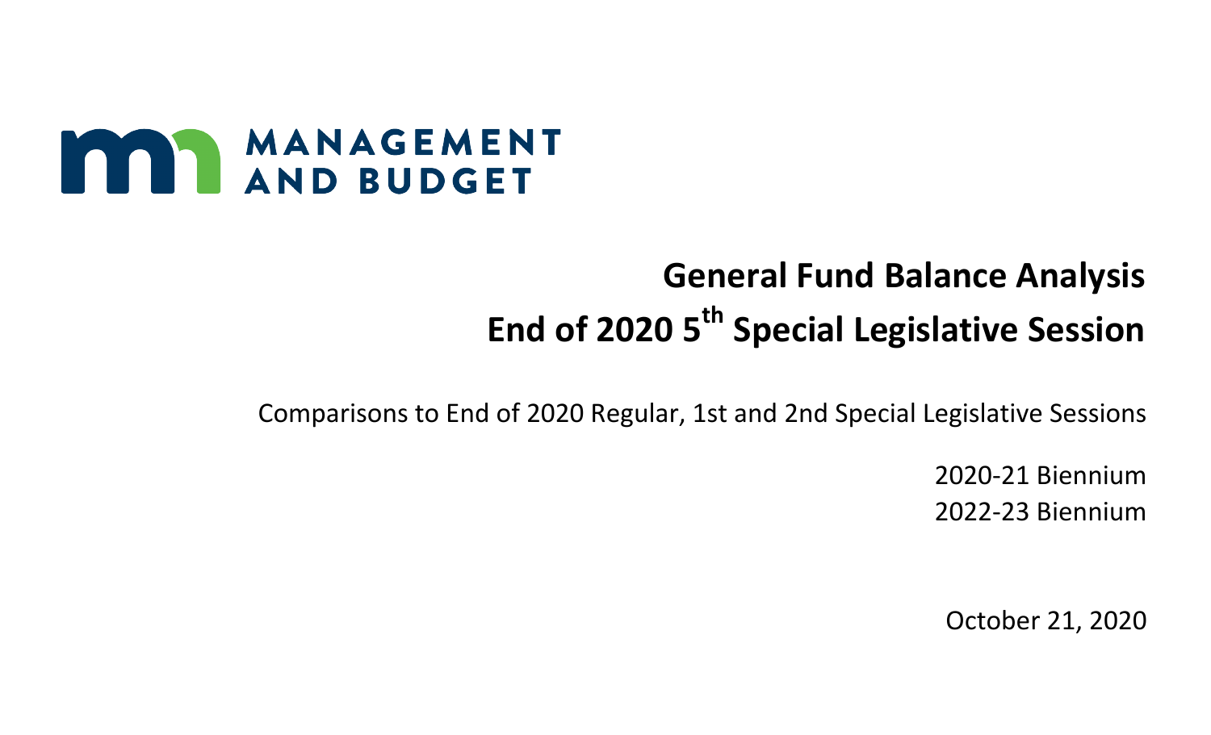MANAGEMENT AND BUDGET

# General Fund Balance Analysis

# End of 2020 5th Special Legislative Session

Comparisons to End of 2020 Regular, 1st and 2nd Special Legislative Sessions

2020-21 Biennium

2022-23 Biennium

October 21, 2020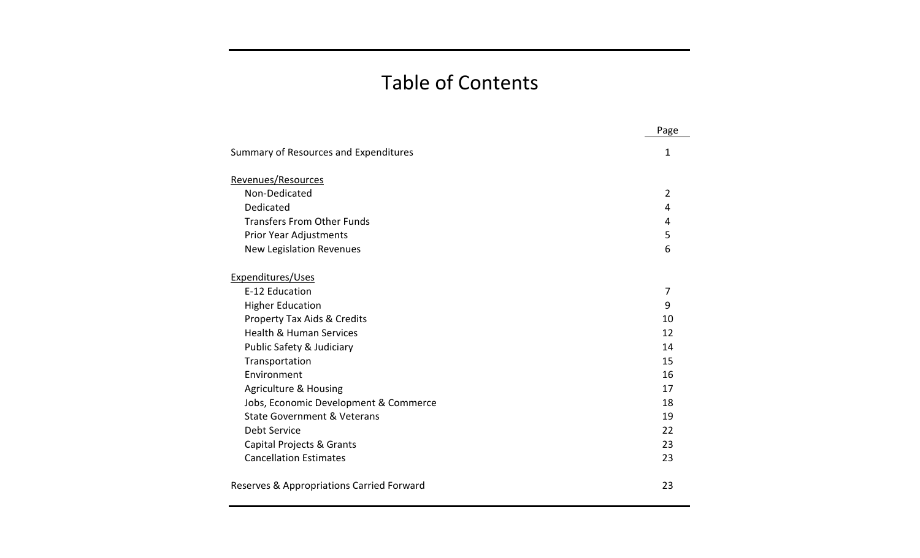# Table of Contents

| | Page |
|---|---|
| Summary of Resources and Expenditures | 1 |
| Revenues/Resources | |
| Non-Dedicated | 2 |
| Dedicated | 4 |
| Transfers From Other Funds | 4 |
| Prior Year Adjustments | 5 |
| New Legislation Revenues | 6 |
| Expenditures/Uses | |
| E-12 Education | 7 |
| Higher Education | 9 |
| Property Tax Aids & Credits | 10 |
| Health & Human Services | 12 |
| Public Safety & Judiciary | 14 |
| Transportation | 15 |
| Environment | 16 |
| Agriculture & Housing | 17 |
| Jobs, Economic Development & Commerce | 18 |
| State Government & Veterans | 19 |
| Debt Service | 22 |
| Capital Projects & Grants | 23 |
| Cancellation Estimates | 23 |
| Reserves & Appropriations Carried Forward | 23 |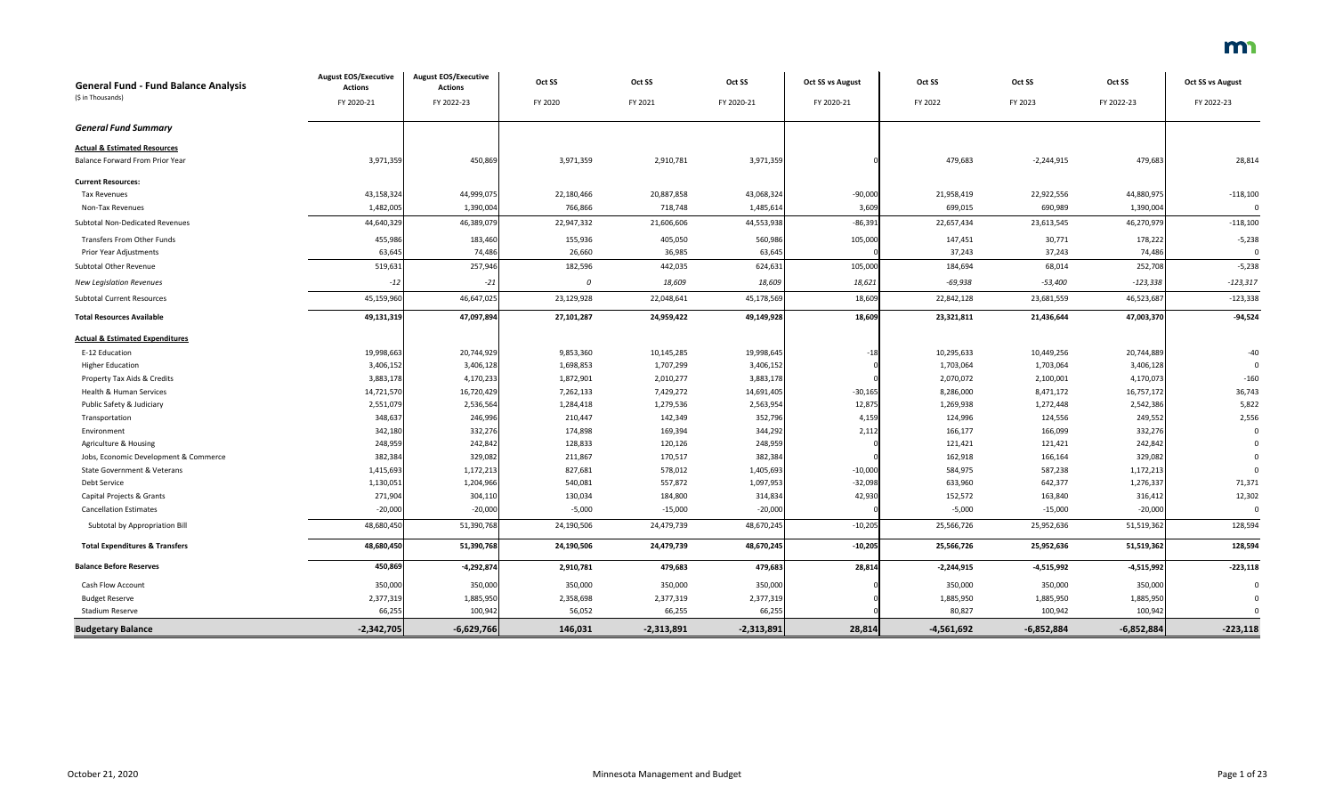| General Fund - Fund Balance Analysis<br>($ in Thousands) | August EOS/Executive Actions<br>FY 2020-21 | August EOS/Executive Actions<br>FY 2022-23 | Oct SS<br>FY 2020 | Oct SS<br>FY 2021 | Oct SS<br>FY 2020-21 | Oct SS vs August<br>FY 2020-21 | Oct SS<br>FY 2022 | Oct SS<br>FY 2023 | Oct SS<br>FY 2022-23 | Oct SS vs August<br>FY 2022-23 |
|---|---|---|---|---|---|---|---|---|---|---|
| ***General Fund Summary*** | | | | | | | | | | |
| **Actual & Estimated Resources** | | | | | | | | | | |
| Balance Forward From Prior Year | 3,971,359 | 450,869 | 3,971,359 | 2,910,781 | 3,971,359 | 0 | 479,683 | -2,244,915 | 479,683 | 28,814 |
| **Current Resources:** | | | | | | | | | | |
| Tax Revenues | 43,158,324 | 44,999,075 | 22,180,466 | 20,887,858 | 43,068,324 | -90,000 | 21,958,419 | 22,922,556 | 44,880,975 | -118,100 |
| Non-Tax Revenues | 1,482,005 | 1,390,004 | 766,866 | 718,748 | 1,485,614 | 3,609 | 699,015 | 690,989 | 1,390,004 | 0 |
| Subtotal Non-Dedicated Revenues | 44,640,329 | 46,389,079 | 22,947,332 | 21,606,606 | 44,553,938 | -86,391 | 22,657,434 | 23,613,545 | 46,270,979 | -118,100 |
| Transfers From Other Funds | 455,986 | 183,460 | 155,936 | 405,050 | 560,986 | 105,000 | 147,451 | 30,771 | 178,222 | -5,238 |
| Prior Year Adjustments | 63,645 | 74,486 | 26,660 | 36,985 | 63,645 | 0 | 37,243 | 37,243 | 74,486 | 0 |
| Subtotal Other Revenue | 519,631 | 257,946 | 182,596 | 442,035 | 624,631 | 105,000 | 184,694 | 68,014 | 252,708 | -5,238 |
| *New Legislation Revenues* | *-12* | *-21* | *0* | *18,609* | *18,609* | *18,621* | *-69,938* | *-53,400* | *-123,338* | *-123,317* |
| Subtotal Current Resources | 45,159,960 | 46,647,025 | 23,129,928 | 22,048,641 | 45,178,569 | 18,609 | 22,842,128 | 23,681,559 | 46,523,687 | -123,338 |
| **Total Resources Available** | **49,131,319** | **47,097,894** | **27,101,287** | **24,959,422** | **49,149,928** | **18,609** | **23,321,811** | **21,436,644** | **47,003,370** | **-94,524** |
| **Actual & Estimated Expenditures** | | | | | | | | | | |
| E-12 Education | 19,998,663 | 20,744,929 | 9,853,360 | 10,145,285 | 19,998,645 | -18 | 10,295,633 | 10,449,256 | 20,744,889 | -40 |
| Higher Education | 3,406,152 | 3,406,128 | 1,698,853 | 1,707,299 | 3,406,152 | 0 | 1,703,064 | 1,703,064 | 3,406,128 | 0 |
| Property Tax Aids & Credits | 3,883,178 | 4,170,233 | 1,872,901 | 2,010,277 | 3,883,178 | 0 | 2,070,072 | 2,100,001 | 4,170,073 | -160 |
| Health & Human Services | 14,721,570 | 16,720,429 | 7,262,133 | 7,429,272 | 14,691,405 | -30,165 | 8,286,000 | 8,471,172 | 16,757,172 | 36,743 |
| Public Safety & Judiciary | 2,551,079 | 2,536,564 | 1,284,418 | 1,279,536 | 2,563,954 | 12,875 | 1,269,938 | 1,272,448 | 2,542,386 | 5,822 |
| Transportation | 348,637 | 246,996 | 210,447 | 142,349 | 352,796 | 4,159 | 124,996 | 124,556 | 249,552 | 2,556 |
| Environment | 342,180 | 332,276 | 174,898 | 169,394 | 344,292 | 2,112 | 166,177 | 166,099 | 332,276 | 0 |
| Agriculture & Housing | 248,959 | 242,842 | 128,833 | 120,126 | 248,959 | 0 | 121,421 | 121,421 | 242,842 | 0 |
| Jobs, Economic Development & Commerce | 382,384 | 329,082 | 211,867 | 170,517 | 382,384 | 0 | 162,918 | 166,164 | 329,082 | 0 |
| State Government & Veterans | 1,415,693 | 1,172,213 | 827,681 | 578,012 | 1,405,693 | -10,000 | 584,975 | 587,238 | 1,172,213 | 0 |
| Debt Service | 1,130,051 | 1,204,966 | 540,081 | 557,872 | 1,097,953 | -32,098 | 633,960 | 642,377 | 1,276,337 | 71,371 |
| Capital Projects & Grants | 271,904 | 304,110 | 130,034 | 184,800 | 314,834 | 42,930 | 152,572 | 163,840 | 316,412 | 12,302 |
| Cancellation Estimates | -20,000 | -20,000 | -5,000 | -15,000 | -20,000 | 0 | -5,000 | -15,000 | -20,000 | 0 |
| Subtotal by Appropriation Bill | 48,680,450 | 51,390,768 | 24,190,506 | 24,479,739 | 48,670,245 | -10,205 | 25,566,726 | 25,952,636 | 51,519,362 | 128,594 |
| **Total Expenditures & Transfers** | **48,680,450** | **51,390,768** | **24,190,506** | **24,479,739** | **48,670,245** | **-10,205** | **25,566,726** | **25,952,636** | **51,519,362** | **128,594** |
| **Balance Before Reserves** | **450,869** | **-4,292,874** | **2,910,781** | **479,683** | **479,683** | **28,814** | **-2,244,915** | **-4,515,992** | **-4,515,992** | **-223,118** |
| Cash Flow Account | 350,000 | 350,000 | 350,000 | 350,000 | 350,000 | 0 | 350,000 | 350,000 | 350,000 | 0 |
| Budget Reserve | 2,377,319 | 1,885,950 | 2,358,698 | 2,377,319 | 2,377,319 | 0 | 1,885,950 | 1,885,950 | 1,885,950 | 0 |
| Stadium Reserve | 66,255 | 100,942 | 56,052 | 66,255 | 66,255 | 0 | 80,827 | 100,942 | 100,942 | 0 |
| **Budgetary Balance** | **-2,342,705** | **-6,629,766** | **146,031** | **-2,313,891** | **-2,313,891** | **28,814** | **-4,561,692** | **-6,852,884** | **-6,852,884** | **-223,118** |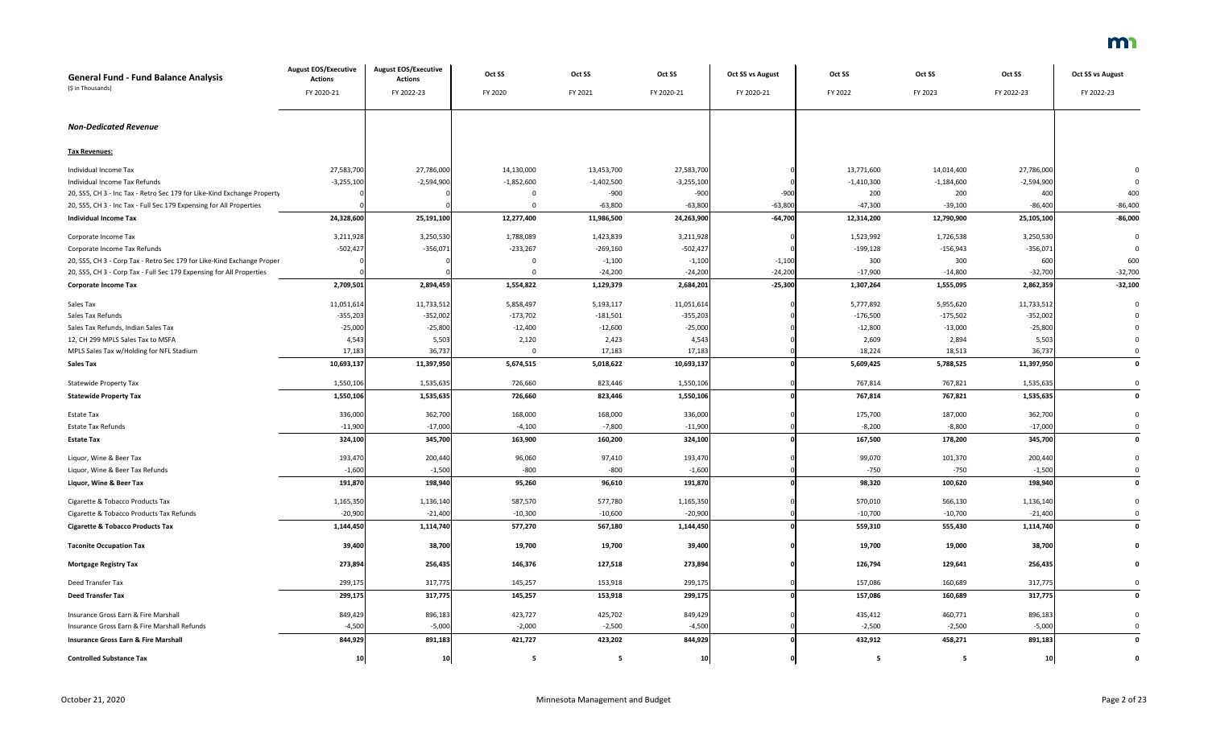| General Fund - Fund Balance Analysis<br>($ in Thousands) | August EOS/Executive Actions<br>FY 2020-21 | August EOS/Executive Actions<br>FY 2022-23 | Oct SS<br>FY 2020 | Oct SS<br>FY 2021 | Oct SS<br>FY 2020-21 | Oct SS vs August<br>FY 2020-21 | Oct SS<br>FY 2022 | Oct SS<br>FY 2023 | Oct SS<br>FY 2022-23 | Oct SS vs August<br>FY 2022-23 |
|---|---|---|---|---|---|---|---|---|---|---|
| ***Non-Dedicated Revenue*** | | | | | | | | | | |
| **Tax Revenues:** | | | | | | | | | | |
| Individual Income Tax | 27,583,700 | 27,786,000 | 14,130,000 | 13,453,700 | 27,583,700 | 0 | 13,771,600 | 14,014,400 | 27,786,000 | 0 |
| Individual Income Tax Refunds | -3,255,100 | -2,594,900 | -1,852,600 | -1,402,500 | -3,255,100 | 0 | -1,410,300 | -1,184,600 | -2,594,900 | 0 |
| 20, SS5, CH 3 - Inc Tax - Retro Sec 179 for Like-Kind Exchange Property | 0 | 0 | 0 | -900 | -900 | -900 | 200 | 200 | 400 | 400 |
| 20, SS5, CH 3 - Inc Tax - Full Sec 179 Expensing for All Properties | 0 | 0 | 0 | -63,800 | -63,800 | -63,800 | -47,300 | -39,100 | -86,400 | -86,400 |
| **Individual Income Tax** | **24,328,600** | **25,191,100** | **12,277,400** | **11,986,500** | **24,263,900** | **-64,700** | **12,314,200** | **12,790,900** | **25,105,100** | **-86,000** |
| Corporate Income Tax | 3,211,928 | 3,250,530 | 1,788,089 | 1,423,839 | 3,211,928 | 0 | 1,523,992 | 1,726,538 | 3,250,530 | 0 |
| Corporate Income Tax Refunds | -502,427 | -356,071 | -233,267 | -269,160 | -502,427 | 0 | -199,128 | -156,943 | -356,071 | 0 |
| 20, SS5, CH 3 - Corp Tax - Retro Sec 179 for Like-Kind Exchange Proper | 0 | 0 | 0 | -1,100 | -1,100 | -1,100 | 300 | 300 | 600 | 600 |
| 20, SS5, CH 3 - Corp Tax - Full Sec 179 Expensing for All Properties | 0 | 0 | 0 | -24,200 | -24,200 | -24,200 | -17,900 | -14,800 | -32,700 | -32,700 |
| **Corporate Income Tax** | **2,709,501** | **2,894,459** | **1,554,822** | **1,129,379** | **2,684,201** | **-25,300** | **1,307,264** | **1,555,095** | **2,862,359** | **-32,100** |
| Sales Tax | 11,051,614 | 11,733,512 | 5,858,497 | 5,193,117 | 11,051,614 | 0 | 5,777,892 | 5,955,620 | 11,733,512 | 0 |
| Sales Tax Refunds | -355,203 | -352,002 | -173,702 | -181,501 | -355,203 | 0 | -176,500 | -175,502 | -352,002 | 0 |
| Sales Tax Refunds, Indian Sales Tax | -25,000 | -25,800 | -12,400 | -12,600 | -25,000 | 0 | -12,800 | -13,000 | -25,800 | 0 |
| 12, CH 299 MPLS Sales Tax to MSFA | 4,543 | 5,503 | 2,120 | 2,423 | 4,543 | 0 | 2,609 | 2,894 | 5,503 | 0 |
| MPLS Sales Tax w/Holding for NFL Stadium | 17,183 | 36,737 | 0 | 17,183 | 17,183 | 0 | 18,224 | 18,513 | 36,737 | 0 |
| **Sales Tax** | **10,693,137** | **11,397,950** | **5,674,515** | **5,018,622** | **10,693,137** | **0** | **5,609,425** | **5,788,525** | **11,397,950** | **0** |
| Statewide Property Tax | 1,550,106 | 1,535,635 | 726,660 | 823,446 | 1,550,106 | 0 | 767,814 | 767,821 | 1,535,635 | 0 |
| **Statewide Property Tax** | **1,550,106** | **1,535,635** | **726,660** | **823,446** | **1,550,106** | **0** | **767,814** | **767,821** | **1,535,635** | **0** |
| Estate Tax | 336,000 | 362,700 | 168,000 | 168,000 | 336,000 | 0 | 175,700 | 187,000 | 362,700 | 0 |
| Estate Tax Refunds | -11,900 | -17,000 | -4,100 | -7,800 | -11,900 | 0 | -8,200 | -8,800 | -17,000 | 0 |
| **Estate Tax** | **324,100** | **345,700** | **163,900** | **160,200** | **324,100** | **0** | **167,500** | **178,200** | **345,700** | **0** |
| Liquor, Wine & Beer Tax | 193,470 | 200,440 | 96,060 | 97,410 | 193,470 | 0 | 99,070 | 101,370 | 200,440 | 0 |
| Liquor, Wine & Beer Tax Refunds | -1,600 | -1,500 | -800 | -800 | -1,600 | 0 | -750 | -750 | -1,500 | 0 |
| **Liquor, Wine & Beer Tax** | **191,870** | **198,940** | **95,260** | **96,610** | **191,870** | **0** | **98,320** | **100,620** | **198,940** | **0** |
| Cigarette & Tobacco Products Tax | 1,165,350 | 1,136,140 | 587,570 | 577,780 | 1,165,350 | 0 | 570,010 | 566,130 | 1,136,140 | 0 |
| Cigarette & Tobacco Products Tax Refunds | -20,900 | -21,400 | -10,300 | -10,600 | -20,900 | 0 | -10,700 | -10,700 | -21,400 | 0 |
| **Cigarette & Tobacco Products Tax** | **1,144,450** | **1,114,740** | **577,270** | **567,180** | **1,144,450** | **0** | **559,310** | **555,430** | **1,114,740** | **0** |
| **Taconite Occupation Tax** | **39,400** | **38,700** | **19,700** | **19,700** | **39,400** | **0** | **19,700** | **19,000** | **38,700** | **0** |
| **Mortgage Registry Tax** | **273,894** | **256,435** | **146,376** | **127,518** | **273,894** | **0** | **126,794** | **129,641** | **256,435** | **0** |
| Deed Transfer Tax | 299,175 | 317,775 | 145,257 | 153,918 | 299,175 | 0 | 157,086 | 160,689 | 317,775 | 0 |
| **Deed Transfer Tax** | **299,175** | **317,775** | **145,257** | **153,918** | **299,175** | **0** | **157,086** | **160,689** | **317,775** | **0** |
| Insurance Gross Earn & Fire Marshall | 849,429 | 896,183 | 423,727 | 425,702 | 849,429 | 0 | 435,412 | 460,771 | 896,183 | 0 |
| Insurance Gross Earn & Fire Marshall Refunds | -4,500 | -5,000 | -2,000 | -2,500 | -4,500 | 0 | -2,500 | -2,500 | -5,000 | 0 |
| **Insurance Gross Earn & Fire Marshall** | **844,929** | **891,183** | **421,727** | **423,202** | **844,929** | **0** | **432,912** | **458,271** | **891,183** | **0** |
| **Controlled Substance Tax** | **10** | **10** | **5** | **5** | **10** | **0** | **5** | **5** | **10** | **0** |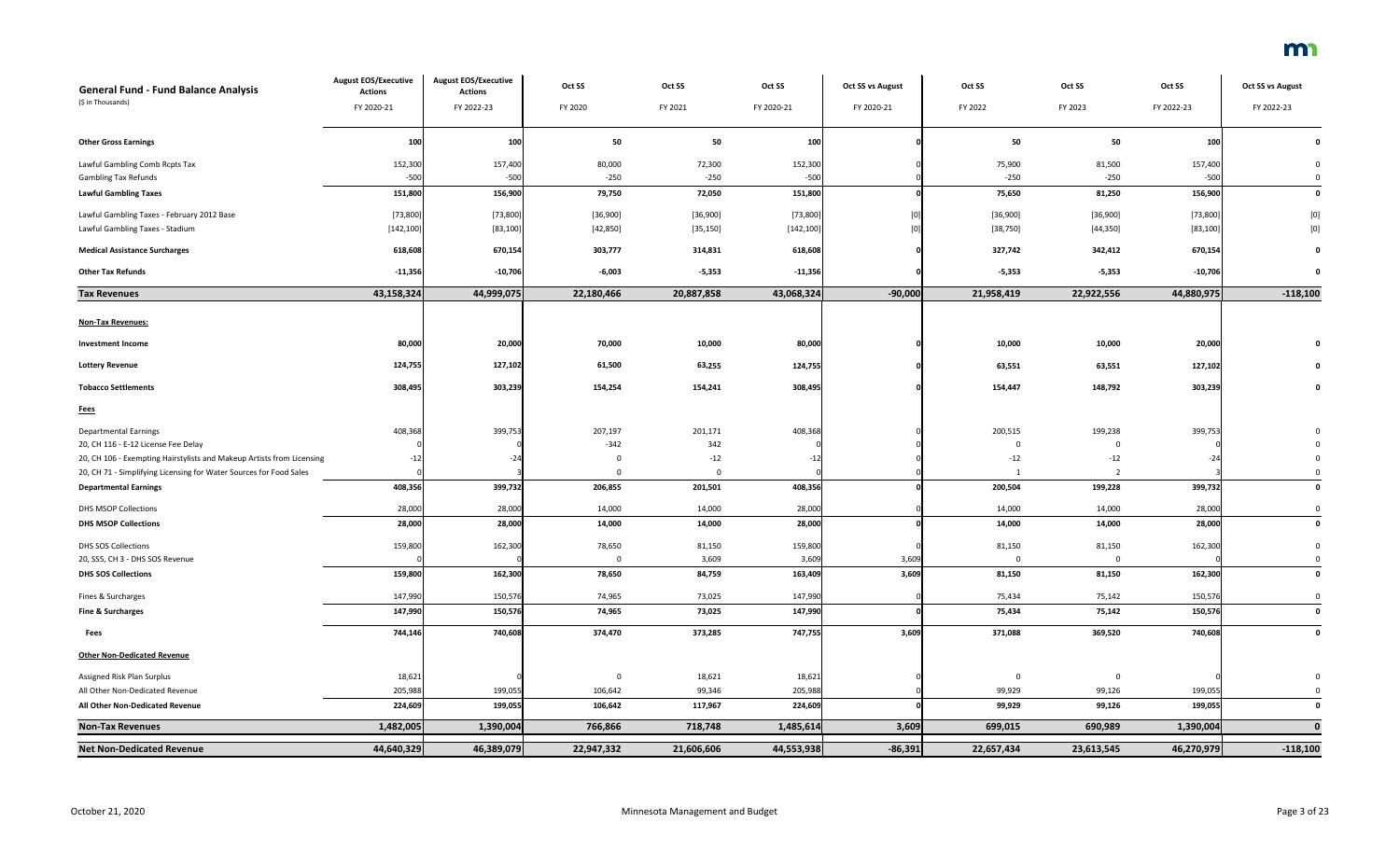| General Fund - Fund Balance Analysis<br>($ in Thousands) | August EOS/Executive Actions<br>FY 2020-21 | August EOS/Executive Actions<br>FY 2022-23 | Oct SS<br>FY 2020 | Oct SS<br>FY 2021 | Oct SS<br>FY 2020-21 | Oct SS vs August<br>FY 2020-21 | Oct SS<br>FY 2022 | Oct SS<br>FY 2023 | Oct SS<br>FY 2022-23 | Oct SS vs August<br>FY 2022-23 |
|---|---|---|---|---|---|---|---|---|---|---|
| **Other Gross Earnings** | **100** | **100** | **50** | **50** | **100** | **0** | **50** | **50** | **100** | **0** |
| Lawful Gambling Comb Rcpts Tax | 152,300 | 157,400 | 80,000 | 72,300 | 152,300 | 0 | 75,900 | 81,500 | 157,400 | 0 |
| Gambling Tax Refunds | -500 | -500 | -250 | -250 | -500 | 0 | -250 | -250 | -500 | 0 |
| **Lawful Gambling Taxes** | **151,800** | **156,900** | **79,750** | **72,050** | **151,800** | **0** | **75,650** | **81,250** | **156,900** | **0** |
| Lawful Gambling Taxes - February 2012 Base | [73,800] | [73,800] | [36,900] | [36,900] | [73,800] | [0] | [36,900] | [36,900] | [73,800] | [0] |
| Lawful Gambling Taxes - Stadium | [142,100] | [83,100] | [42,850] | [35,150] | [142,100] | [0] | [38,750] | [44,350] | [83,100] | [0] |
| **Medical Assistance Surcharges** | **618,608** | **670,154** | **303,777** | **314,831** | **618,608** | **0** | **327,742** | **342,412** | **670,154** | **0** |
| **Other Tax Refunds** | **-11,356** | **-10,706** | **-6,003** | **-5,353** | **-11,356** | **0** | **-5,353** | **-5,353** | **-10,706** | **0** |
| **Tax Revenues** | **43,158,324** | **44,999,075** | **22,180,466** | **20,887,858** | **43,068,324** | **-90,000** | **21,958,419** | **22,922,556** | **44,880,975** | **-118,100** |
| **Non-Tax Revenues:** | | | | | | | | | | |
| **Investment Income** | **80,000** | **20,000** | **70,000** | **10,000** | **80,000** | **0** | **10,000** | **10,000** | **20,000** | **0** |
| **Lottery Revenue** | **124,755** | **127,102** | **61,500** | **63,255** | **124,755** | **0** | **63,551** | **63,551** | **127,102** | **0** |
| **Tobacco Settlements** | **308,495** | **303,239** | **154,254** | **154,241** | **308,495** | **0** | **154,447** | **148,792** | **303,239** | **0** |
| **Fees** | | | | | | | | | | |
| Departmental Earnings | 408,368 | 399,753 | 207,197 | 201,171 | 408,368 | 0 | 200,515 | 199,238 | 399,753 | 0 |
| 20, CH 116 - E-12 License Fee Delay | 0 | 0 | -342 | 342 | 0 | 0 | 0 | 0 | 0 | 0 |
| 20, CH 106 - Exempting Hairstylists and Makeup Artists from Licensing | -12 | -24 | 0 | -12 | -12 | 0 | -12 | -12 | -24 | 0 |
| 20, CH 71 - Simplifying Licensing for Water Sources for Food Sales | 0 | 3 | 0 | 0 | 0 | 0 | 1 | 2 | 3 | 0 |
| **Departmental Earnings** | **408,356** | **399,732** | **206,855** | **201,501** | **408,356** | **0** | **200,504** | **199,228** | **399,732** | **0** |
| DHS MSOP Collections | 28,000 | 28,000 | 14,000 | 14,000 | 28,000 | 0 | 14,000 | 14,000 | 28,000 | 0 |
| **DHS MSOP Collections** | **28,000** | **28,000** | **14,000** | **14,000** | **28,000** | **0** | **14,000** | **14,000** | **28,000** | **0** |
| DHS SOS Collections | 159,800 | 162,300 | 78,650 | 81,150 | 159,800 | 0 | 81,150 | 81,150 | 162,300 | 0 |
| 20, SS5, CH 3 - DHS SOS Revenue | 0 | 0 | 0 | 3,609 | 3,609 | 3,609 | 0 | 0 | 0 | 0 |
| **DHS SOS Collections** | **159,800** | **162,300** | **78,650** | **84,759** | **163,409** | **3,609** | **81,150** | **81,150** | **162,300** | **0** |
| Fines & Surcharges | 147,990 | 150,576 | 74,965 | 73,025 | 147,990 | 0 | 75,434 | 75,142 | 150,576 | 0 |
| **Fine & Surcharges** | **147,990** | **150,576** | **74,965** | **73,025** | **147,990** | **0** | **75,434** | **75,142** | **150,576** | **0** |
| **Fees** | **744,146** | **740,608** | **374,470** | **373,285** | **747,755** | **3,609** | **371,088** | **369,520** | **740,608** | **0** |
| **Other Non-Dedicated Revenue** | | | | | | | | | | |
| Assigned Risk Plan Surplus | 18,621 | 0 | 0 | 18,621 | 18,621 | 0 | 0 | 0 | 0 | 0 |
| All Other Non-Dedicated Revenue | 205,988 | 199,055 | 106,642 | 99,346 | 205,988 | 0 | 99,929 | 99,126 | 199,055 | 0 |
| **All Other Non-Dedicated Revenue** | **224,609** | **199,055** | **106,642** | **117,967** | **224,609** | **0** | **99,929** | **99,126** | **199,055** | **0** |
| **Non-Tax Revenues** | **1,482,005** | **1,390,004** | **766,866** | **718,748** | **1,485,614** | **3,609** | **699,015** | **690,989** | **1,390,004** | **0** |
| **Net Non-Dedicated Revenue** | **44,640,329** | **46,389,079** | **22,947,332** | **21,606,606** | **44,553,938** | **-86,391** | **22,657,434** | **23,613,545** | **46,270,979** | **-118,100** |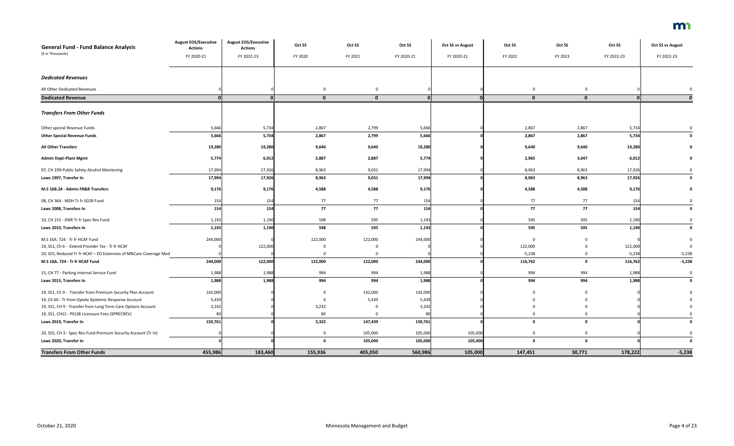| General Fund - Fund Balance Analysis<br>($ in Thousands) | August EOS/Executive Actions<br>FY 2020-21 | August EOS/Executive Actions<br>FY 2022-23 | Oct SS<br>FY 2020 | Oct SS<br>FY 2021 | Oct SS<br>FY 2020-21 | Oct SS vs August<br>FY 2020-21 | Oct SS<br>FY 2022 | Oct SS<br>FY 2023 | Oct SS<br>FY 2022-23 | Oct SS vs August<br>FY 2022-23 |
|---|---|---|---|---|---|---|---|---|---|---|
| ***Dedicated Revenues*** | | | | | | | | | | |
| All Other Dedicated Revenues | 0 | 0 | 0 | 0 | 0 | 0 | 0 | 0 | 0 | 0 |
| **Dedicated Revenue** | **0** | **0** | **0** | **0** | **0** | **0** | **0** | **0** | **0** | **0** |
| ***Transfers From Other Funds*** | | | | | | | | | | |
| Other special Revenue Funds | 5,666 | 5,734 | 2,867 | 2,799 | 5,666 | 0 | 2,867 | 2,867 | 5,734 | 0 |
| **Other Special Revenue Funds** | **5,666** | **5,734** | **2,867** | **2,799** | **5,666** | **0** | **2,867** | **2,867** | **5,734** | **0** |
| **All Other Transfers** | **19,280** | **19,280** | **9,640** | **9,640** | **19,280** | **0** | **9,640** | **9,640** | **19,280** | **0** |
| **Admin Dept-Plant Mgmt** | **5,774** | **6,012** | **2,887** | **2,887** | **5,774** | **0** | **2,965** | **3,047** | **6,012** | **0** |
| 97, CH 239-Public Safety Alcohol Monitoring | 17,994 | 17,926 | 8,963 | 9,031 | 17,994 | 0 | 8,963 | 8,963 | 17,926 | 0 |
| **Laws 1997, Transfer In** | **17,994** | **17,926** | **8,963** | **9,031** | **17,994** | **0** | **8,963** | **8,963** | **17,926** | **0** |
| **M.S 16B.24 - Admin FR&R Transfers** | **9,176** | **9,176** | **4,588** | **4,588** | **9,176** | **0** | **4,588** | **4,588** | **9,176** | **0** |
| 08, CH 364 - MDH Tr fr SGSR Fund | 154 | 154 | 77 | 77 | 154 | 0 | 77 | 77 | 154 | 0 |
| **Laws 2008, Transfers In** | **154** | **154** | **77** | **77** | **154** | **0** | **77** | **77** | **154** | **0** |
| 10, CH 215 - DNR Tr fr Spec Rev Fund | 1,193 | 1,190 | 598 | 595 | 1,193 | 0 | 595 | 595 | 1,190 | 0 |
| **Laws 2010, Transfers In** | **1,193** | **1,190** | **598** | **595** | **1,193** | **0** | **595** | **595** | **1,190** | **0** |
| M.S 16A. 724 - Tr fr HCAF Fund | 244,000 | 0 | 122,000 | 122,000 | 244,000 | 0 | 0 | 0 | 0 | 0 |
| 19, SS1, Ch 6 - Extend Provider Tax - Tr fr HCAF | 0 | 122,000 | 0 | 0 | 0 | 0 | 122,000 | 0 | 122,000 | 0 |
| 20, SS5, Reduced Tr fr HCAF – EO Extension of MNCare Coverage Mod | 0 | 0 | 0 | 0 | 0 | 0 | -5,238 | 0 | -5,238 | -5,238 |
| **M.S 16A. 724 - Tr fr HCAF Fund** | **244,000** | **122,000** | **122,000** | **122,000** | **244,000** | **0** | **116,762** | **0** | **116,762** | **-5,238** |
| 15, CH 77 - Parking Internal Service Fund | 1,988 | 1,988 | 994 | 994 | 1,988 | 0 | 994 | 994 | 1,988 | 0 |
| **Laws 2015, Transfers In** | **1,988** | **1,988** | **994** | **994** | **1,988** | **0** | **994** | **994** | **1,988** | **0** |
| 19, SS1, Ch 9 - Transfer from Premium Security Plan Account | 142,000 | 0 | 0 | 142,000 | 142,000 | 0 | 0 | 0 | 0 | 0 |
| 19, Ch 60 - Tr from Opiate Epidemic Response Account | 5,439 | 0 | 0 | 5,439 | 5,439 | 0 | 0 | 0 | 0 | 0 |
| 19, SS1, CH 9 - Transfer from Long Term Care Options Account | 3,242 | 0 | 3,242 | 0 | 3,242 | 0 | 0 | 0 | 0 | 0 |
| 19, SS1, CH11 - PELSB Licensure Fees (SPRECREV) | 80 | 0 | 80 | 0 | 80 | 0 | 0 | 0 | 0 | 0 |
| **Laws 2019, Transfer In** | **150,761** | **0** | **3,322** | **147,439** | **150,761** | **0** | **0** | **0** | **0** | **0** |
| 20, SS5, CH 3 - Spec Rev Fund Premium Security Account (Tr In) | 0 | 0 | 0 | 105,000 | 105,000 | 105,000 | 0 | 0 | 0 | 0 |
| **Laws 2020, Transfer In** | **0** | **0** | **0** | **105,000** | **105,000** | **105,000** | **0** | **0** | **0** | **0** |
| **Transfers From Other Funds** | **455,986** | **183,460** | **155,936** | **405,050** | **560,986** | **105,000** | **147,451** | **30,771** | **178,222** | **-5,238** |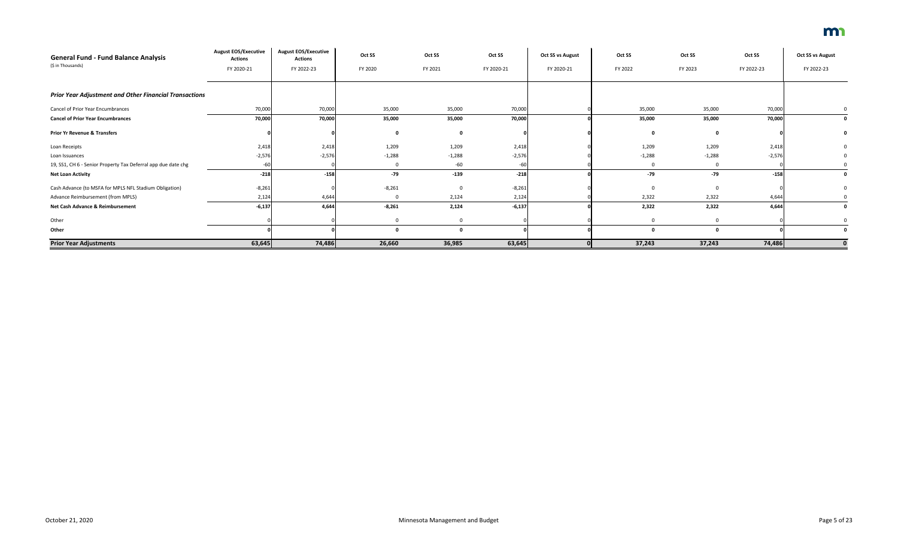| General Fund - Fund Balance Analysis<br>($ in Thousands) | August EOS/Executive Actions<br>FY 2020-21 | August EOS/Executive Actions<br>FY 2022-23 | Oct SS<br>FY 2020 | Oct SS<br>FY 2021 | Oct SS<br>FY 2020-21 | Oct SS vs August<br>FY 2020-21 | Oct SS<br>FY 2022 | Oct SS<br>FY 2023 | Oct SS<br>FY 2022-23 | Oct SS vs August<br>FY 2022-23 |
|---|---|---|---|---|---|---|---|---|---|---|
| ***Prior Year Adjustment and Other Financial Transactions*** | | | | | | | | | | |
| Cancel of Prior Year Encumbrances | 70,000 | 70,000 | 35,000 | 35,000 | 70,000 | 0 | 35,000 | 35,000 | 70,000 | 0 |
| **Cancel of Prior Year Encumbrances** | **70,000** | **70,000** | **35,000** | **35,000** | **70,000** | **0** | **35,000** | **35,000** | **70,000** | **0** |
| **Prior Yr Revenue & Transfers** | **0** | **0** | **0** | **0** | **0** | **0** | **0** | **0** | **0** | **0** |
| Loan Receipts | 2,418 | 2,418 | 1,209 | 1,209 | 2,418 | 0 | 1,209 | 1,209 | 2,418 | 0 |
| Loan Issuances | -2,576 | -2,576 | -1,288 | -1,288 | -2,576 | 0 | -1,288 | -1,288 | -2,576 | 0 |
| 19, SS1, CH 6 - Senior Property Tax Deferral app due date chg | -60 | 0 | 0 | -60 | -60 | 0 | 0 | 0 | 0 | 0 |
| **Net Loan Activity** | **-218** | **-158** | **-79** | **-139** | **-218** | **0** | **-79** | **-79** | **-158** | **0** |
| Cash Advance (to MSFA for MPLS NFL Stadium Obligation) | -8,261 | 0 | -8,261 | 0 | -8,261 | 0 | 0 | 0 | 0 | 0 |
| Advance Reimbursement (from MPLS) | 2,124 | 4,644 | 0 | 2,124 | 2,124 | 0 | 2,322 | 2,322 | 4,644 | 0 |
| **Net Cash Advance & Reimbursement** | **-6,137** | **4,644** | **-8,261** | **2,124** | **-6,137** | **0** | **2,322** | **2,322** | **4,644** | **0** |
| Other | 0 | 0 | 0 | 0 | 0 | 0 | 0 | 0 | 0 | 0 |
| **Other** | **0** | **0** | **0** | **0** | **0** | **0** | **0** | **0** | **0** | **0** |
| **Prior Year Adjustments** | **63,645** | **74,486** | **26,660** | **36,985** | **63,645** | **0** | **37,243** | **37,243** | **74,486** | **0** |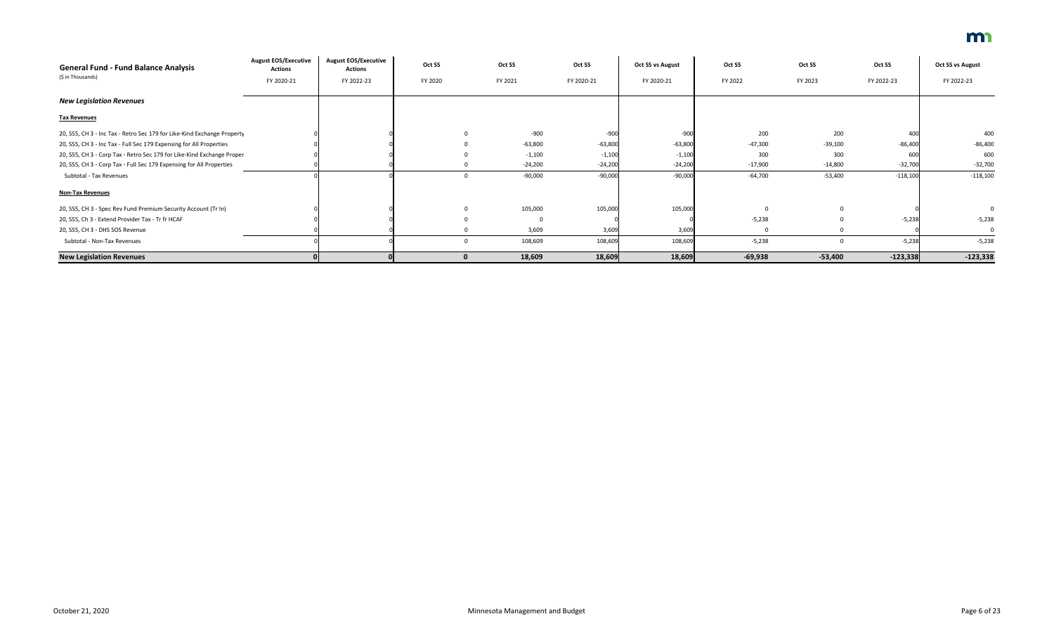| General Fund - Fund Balance Analysis<br>($ in Thousands) | August EOS/Executive Actions<br>FY 2020-21 | August EOS/Executive Actions<br>FY 2022-23 | Oct SS<br>FY 2020 | Oct SS<br>FY 2021 | Oct SS<br>FY 2020-21 | Oct SS vs August<br>FY 2020-21 | Oct SS<br>FY 2022 | Oct SS<br>FY 2023 | Oct SS<br>FY 2022-23 | Oct SS vs August<br>FY 2022-23 |
|---|---|---|---|---|---|---|---|---|---|---|
| ***New Legislation Revenues*** | | | | | | | | | | |
| **Tax Revenues** | | | | | | | | | | |
| 20, SS5, CH 3 - Inc Tax - Retro Sec 179 for Like-Kind Exchange Property | 0 | 0 | 0 | -900 | -900 | -900 | 200 | 200 | 400 | 400 |
| 20, SS5, CH 3 - Inc Tax - Full Sec 179 Expensing for All Properties | 0 | 0 | 0 | -63,800 | -63,800 | -63,800 | -47,300 | -39,100 | -86,400 | -86,400 |
| 20, SS5, CH 3 - Corp Tax - Retro Sec 179 for Like-Kind Exchange Proper | 0 | 0 | 0 | -1,100 | -1,100 | -1,100 | 300 | 300 | 600 | 600 |
| 20, SS5, CH 3 - Corp Tax - Full Sec 179 Expensing for All Properties | 0 | 0 | 0 | -24,200 | -24,200 | -24,200 | -17,900 | -14,800 | -32,700 | -32,700 |
| Subtotal - Tax Revenues | 0 | 0 | 0 | -90,000 | -90,000 | -90,000 | -64,700 | -53,400 | -118,100 | -118,100 |
| **Non-Tax Revenues** | | | | | | | | | | |
| 20, SS5, CH 3 - Spec Rev Fund Premium Security Account (Tr In) | 0 | 0 | 0 | 105,000 | 105,000 | 105,000 | 0 | 0 | 0 | 0 |
| 20, SS5, Ch 3 - Extend Provider Tax - Tr fr HCAF | 0 | 0 | 0 | 0 | 0 | 0 | -5,238 | 0 | -5,238 | -5,238 |
| 20, SS5, CH 3 - DHS SOS Revenue | 0 | 0 | 0 | 3,609 | 3,609 | 3,609 | 0 | 0 | 0 | 0 |
| Subtotal - Non-Tax Revenues | 0 | 0 | 0 | 108,609 | 108,609 | 108,609 | -5,238 | 0 | -5,238 | -5,238 |
| **New Legislation Revenues** | **0** | **0** | **0** | **18,609** | **18,609** | **18,609** | **-69,938** | **-53,400** | **-123,338** | **-123,338** |

October 21, 2020 Minnesota Management and Budget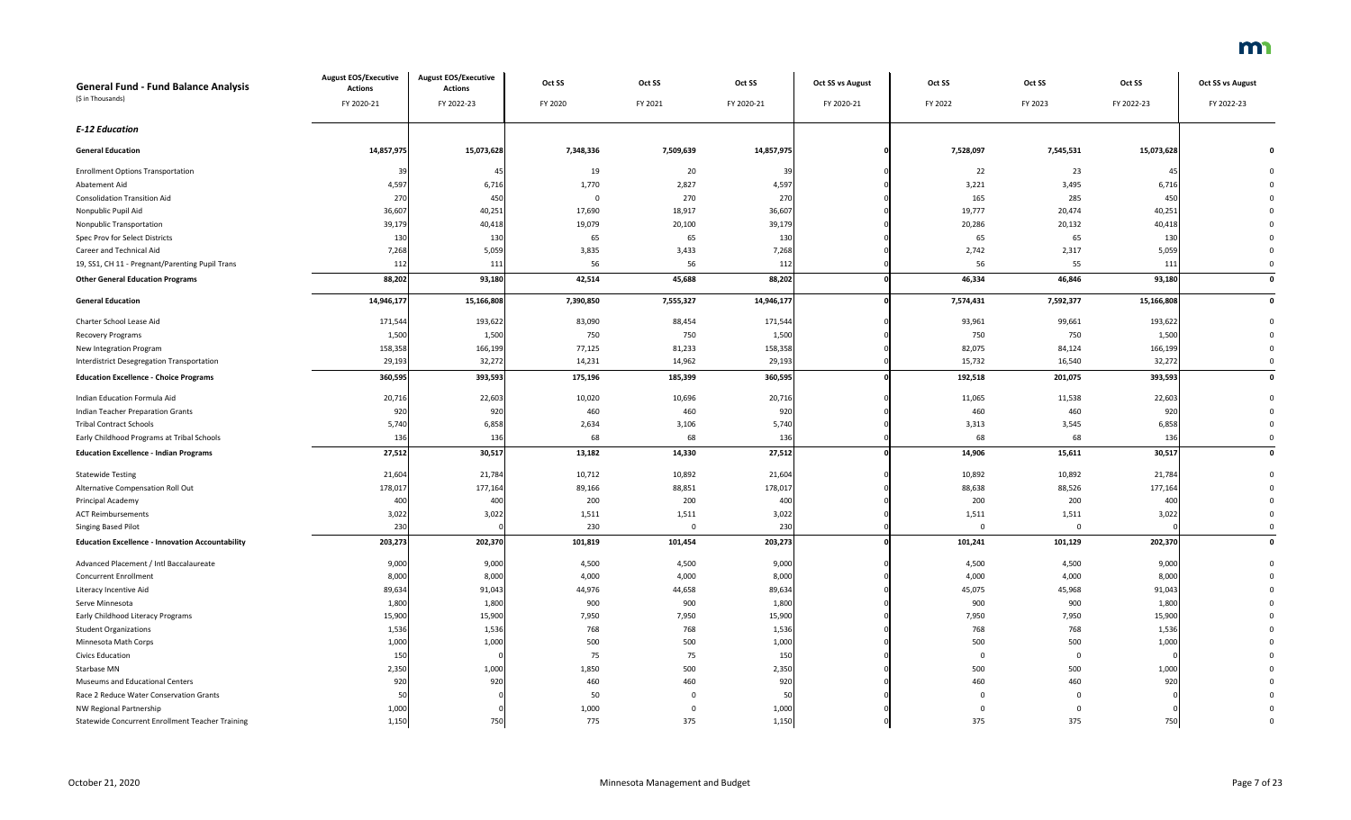| General Fund - Fund Balance Analysis<br>($ in Thousands) | August EOS/Executive Actions<br>FY 2020-21 | August EOS/Executive Actions<br>FY 2022-23 | Oct SS<br>FY 2020 | Oct SS<br>FY 2021 | Oct SS<br>FY 2020-21 | Oct SS vs August<br>FY 2020-21 | Oct SS<br>FY 2022 | Oct SS<br>FY 2023 | Oct SS<br>FY 2022-23 | Oct SS vs August<br>FY 2022-23 |
|---|---|---|---|---|---|---|---|---|---|---|
| ***E-12 Education*** | | | | | | | | | | |
| **General Education** | **14,857,975** | **15,073,628** | **7,348,336** | **7,509,639** | **14,857,975** | **0** | **7,528,097** | **7,545,531** | **15,073,628** | **0** |
| Enrollment Options Transportation | 39 | 45 | 19 | 20 | 39 | 0 | 22 | 23 | 45 | 0 |
| Abatement Aid | 4,597 | 6,716 | 1,770 | 2,827 | 4,597 | 0 | 3,221 | 3,495 | 6,716 | 0 |
| Consolidation Transition Aid | 270 | 450 | 0 | 270 | 270 | 0 | 165 | 285 | 450 | 0 |
| Nonpublic Pupil Aid | 36,607 | 40,251 | 17,690 | 18,917 | 36,607 | 0 | 19,777 | 20,474 | 40,251 | 0 |
| Nonpublic Transportation | 39,179 | 40,418 | 19,079 | 20,100 | 39,179 | 0 | 20,286 | 20,132 | 40,418 | 0 |
| Spec Prov for Select Districts | 130 | 130 | 65 | 65 | 130 | 0 | 65 | 65 | 130 | 0 |
| Career and Technical Aid | 7,268 | 5,059 | 3,835 | 3,433 | 7,268 | 0 | 2,742 | 2,317 | 5,059 | 0 |
| 19, SS1, CH 11 - Pregnant/Parenting Pupil Trans | 112 | 111 | 56 | 56 | 112 | 0 | 56 | 55 | 111 | 0 |
| **Other General Education Programs** | **88,202** | **93,180** | **42,514** | **45,688** | **88,202** | **0** | **46,334** | **46,846** | **93,180** | **0** |
| **General Education** | **14,946,177** | **15,166,808** | **7,390,850** | **7,555,327** | **14,946,177** | **0** | **7,574,431** | **7,592,377** | **15,166,808** | **0** |
| Charter School Lease Aid | 171,544 | 193,622 | 83,090 | 88,454 | 171,544 | 0 | 93,961 | 99,661 | 193,622 | 0 |
| Recovery Programs | 1,500 | 1,500 | 750 | 750 | 1,500 | 0 | 750 | 750 | 1,500 | 0 |
| New Integration Program | 158,358 | 166,199 | 77,125 | 81,233 | 158,358 | 0 | 82,075 | 84,124 | 166,199 | 0 |
| Interdistrict Desegregation Transportation | 29,193 | 32,272 | 14,231 | 14,962 | 29,193 | 0 | 15,732 | 16,540 | 32,272 | 0 |
| **Education Excellence - Choice Programs** | **360,595** | **393,593** | **175,196** | **185,399** | **360,595** | **0** | **192,518** | **201,075** | **393,593** | **0** |
| Indian Education Formula Aid | 20,716 | 22,603 | 10,020 | 10,696 | 20,716 | 0 | 11,065 | 11,538 | 22,603 | 0 |
| Indian Teacher Preparation Grants | 920 | 920 | 460 | 460 | 920 | 0 | 460 | 460 | 920 | 0 |
| Tribal Contract Schools | 5,740 | 6,858 | 2,634 | 3,106 | 5,740 | 0 | 3,313 | 3,545 | 6,858 | 0 |
| Early Childhood Programs at Tribal Schools | 136 | 136 | 68 | 68 | 136 | 0 | 68 | 68 | 136 | 0 |
| **Education Excellence - Indian Programs** | **27,512** | **30,517** | **13,182** | **14,330** | **27,512** | **0** | **14,906** | **15,611** | **30,517** | **0** |
| Statewide Testing | 21,604 | 21,784 | 10,712 | 10,892 | 21,604 | 0 | 10,892 | 10,892 | 21,784 | 0 |
| Alternative Compensation Roll Out | 178,017 | 177,164 | 89,166 | 88,851 | 178,017 | 0 | 88,638 | 88,526 | 177,164 | 0 |
| Principal Academy | 400 | 400 | 200 | 200 | 400 | 0 | 200 | 200 | 400 | 0 |
| ACT Reimbursements | 3,022 | 3,022 | 1,511 | 1,511 | 3,022 | 0 | 1,511 | 1,511 | 3,022 | 0 |
| Singing Based Pilot | 230 | 0 | 230 | 0 | 230 | 0 | 0 | 0 | 0 | 0 |
| **Education Excellence - Innovation Accountability** | **203,273** | **202,370** | **101,819** | **101,454** | **203,273** | **0** | **101,241** | **101,129** | **202,370** | **0** |
| Advanced Placement / Intl Baccalaureate | 9,000 | 9,000 | 4,500 | 4,500 | 9,000 | 0 | 4,500 | 4,500 | 9,000 | 0 |
| Concurrent Enrollment | 8,000 | 8,000 | 4,000 | 4,000 | 8,000 | 0 | 4,000 | 4,000 | 8,000 | 0 |
| Literacy Incentive Aid | 89,634 | 91,043 | 44,976 | 44,658 | 89,634 | 0 | 45,075 | 45,968 | 91,043 | 0 |
| Serve Minnesota | 1,800 | 1,800 | 900 | 900 | 1,800 | 0 | 900 | 900 | 1,800 | 0 |
| Early Childhood Literacy Programs | 15,900 | 15,900 | 7,950 | 7,950 | 15,900 | 0 | 7,950 | 7,950 | 15,900 | 0 |
| Student Organizations | 1,536 | 1,536 | 768 | 768 | 1,536 | 0 | 768 | 768 | 1,536 | 0 |
| Minnesota Math Corps | 1,000 | 1,000 | 500 | 500 | 1,000 | 0 | 500 | 500 | 1,000 | 0 |
| Civics Education | 150 | 0 | 75 | 75 | 150 | 0 | 0 | 0 | 0 | 0 |
| Starbase MN | 2,350 | 1,000 | 1,850 | 500 | 2,350 | 0 | 500 | 500 | 1,000 | 0 |
| Museums and Educational Centers | 920 | 920 | 460 | 460 | 920 | 0 | 460 | 460 | 920 | 0 |
| Race 2 Reduce Water Conservation Grants | 50 | 0 | 50 | 0 | 50 | 0 | 0 | 0 | 0 | 0 |
| NW Regional Partnership | 1,000 | 0 | 1,000 | 0 | 1,000 | 0 | 0 | 0 | 0 | 0 |
| Statewide Concurrent Enrollment Teacher Training | 1,150 | 750 | 775 | 375 | 1,150 | 0 | 375 | 375 | 750 | 0 |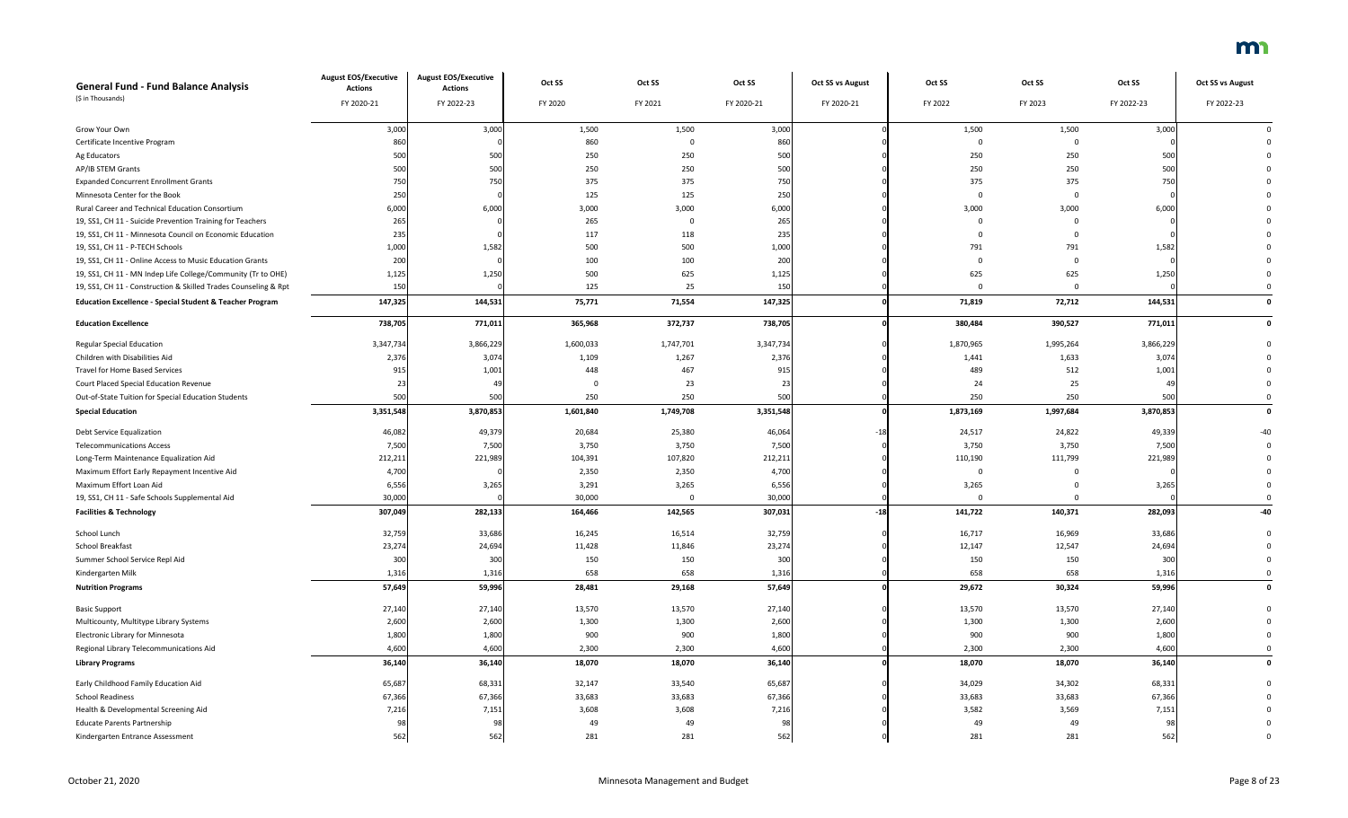| General Fund - Fund Balance Analysis<br>($ in Thousands) | August EOS/Executive Actions<br>FY 2020-21 | August EOS/Executive Actions<br>FY 2022-23 | Oct SS<br>FY 2020 | Oct SS<br>FY 2021 | Oct SS<br>FY 2020-21 | Oct SS vs August<br>FY 2020-21 | Oct SS<br>FY 2022 | Oct SS<br>FY 2023 | Oct SS<br>FY 2022-23 | Oct SS vs August<br>FY 2022-23 |
|---|---|---|---|---|---|---|---|---|---|---|
| Grow Your Own | 3,000 | 3,000 | 1,500 | 1,500 | 3,000 | 0 | 1,500 | 1,500 | 3,000 | 0 |
| Certificate Incentive Program | 860 | 0 | 860 | 0 | 860 | 0 | 0 | 0 | 0 | 0 |
| Ag Educators | 500 | 500 | 250 | 250 | 500 | 0 | 250 | 250 | 500 | 0 |
| AP/IB STEM Grants | 500 | 500 | 250 | 250 | 500 | 0 | 250 | 250 | 500 | 0 |
| Expanded Concurrent Enrollment Grants | 750 | 750 | 375 | 375 | 750 | 0 | 375 | 375 | 750 | 0 |
| Minnesota Center for the Book | 250 | 0 | 125 | 125 | 250 | 0 | 0 | 0 | 0 | 0 |
| Rural Career and Technical Education Consortium | 6,000 | 6,000 | 3,000 | 3,000 | 6,000 | 0 | 3,000 | 3,000 | 6,000 | 0 |
| 19, SS1, CH 11 - Suicide Prevention Training for Teachers | 265 | 0 | 265 | 0 | 265 | 0 | 0 | 0 | 0 | 0 |
| 19, SS1, CH 11 - Minnesota Council on Economic Education | 235 | 0 | 117 | 118 | 235 | 0 | 0 | 0 | 0 | 0 |
| 19, SS1, CH 11 - P-TECH Schools | 1,000 | 1,582 | 500 | 500 | 1,000 | 0 | 791 | 791 | 1,582 | 0 |
| 19, SS1, CH 11 - Online Access to Music Education Grants | 200 | 0 | 100 | 100 | 200 | 0 | 0 | 0 | 0 | 0 |
| 19, SS1, CH 11 - MN Indep Life College/Community (Tr to OHE) | 1,125 | 1,250 | 500 | 625 | 1,125 | 0 | 625 | 625 | 1,250 | 0 |
| 19, SS1, CH 11 - Construction & Skilled Trades Counseling & Rpt | 150 | 0 | 125 | 25 | 150 | 0 | 0 | 0 | 0 | 0 |
| **Education Excellence - Special Student & Teacher Program** | **147,325** | **144,531** | **75,771** | **71,554** | **147,325** | **0** | **71,819** | **72,712** | **144,531** | **0** |
| **Education Excellence** | **738,705** | **771,011** | **365,968** | **372,737** | **738,705** | **0** | **380,484** | **390,527** | **771,011** | **0** |
| Regular Special Education | 3,347,734 | 3,866,229 | 1,600,033 | 1,747,701 | 3,347,734 | 0 | 1,870,965 | 1,995,264 | 3,866,229 | 0 |
| Children with Disabilities Aid | 2,376 | 3,074 | 1,109 | 1,267 | 2,376 | 0 | 1,441 | 1,633 | 3,074 | 0 |
| Travel for Home Based Services | 915 | 1,001 | 448 | 467 | 915 | 0 | 489 | 512 | 1,001 | 0 |
| Court Placed Special Education Revenue | 23 | 49 | 0 | 23 | 23 | 0 | 24 | 25 | 49 | 0 |
| Out-of-State Tuition for Special Education Students | 500 | 500 | 250 | 250 | 500 | 0 | 250 | 250 | 500 | 0 |
| **Special Education** | **3,351,548** | **3,870,853** | **1,601,840** | **1,749,708** | **3,351,548** | **0** | **1,873,169** | **1,997,684** | **3,870,853** | **0** |
| Debt Service Equalization | 46,082 | 49,379 | 20,684 | 25,380 | 46,064 | -18 | 24,517 | 24,822 | 49,339 | -40 |
| Telecommunications Access | 7,500 | 7,500 | 3,750 | 3,750 | 7,500 | 0 | 3,750 | 3,750 | 7,500 | 0 |
| Long-Term Maintenance Equalization Aid | 212,211 | 221,989 | 104,391 | 107,820 | 212,211 | 0 | 110,190 | 111,799 | 221,989 | 0 |
| Maximum Effort Early Repayment Incentive Aid | 4,700 | 0 | 2,350 | 2,350 | 4,700 | 0 | 0 | 0 | 0 | 0 |
| Maximum Effort Loan Aid | 6,556 | 3,265 | 3,291 | 3,265 | 6,556 | 0 | 3,265 | 0 | 3,265 | 0 |
| 19, SS1, CH 11 - Safe Schools Supplemental Aid | 30,000 | 0 | 30,000 | 0 | 30,000 | 0 | 0 | 0 | 0 | 0 |
| **Facilities & Technology** | **307,049** | **282,133** | **164,466** | **142,565** | **307,031** | **-18** | **141,722** | **140,371** | **282,093** | **-40** |
| School Lunch | 32,759 | 33,686 | 16,245 | 16,514 | 32,759 | 0 | 16,717 | 16,969 | 33,686 | 0 |
| School Breakfast | 23,274 | 24,694 | 11,428 | 11,846 | 23,274 | 0 | 12,147 | 12,547 | 24,694 | 0 |
| Summer School Service Repl Aid | 300 | 300 | 150 | 150 | 300 | 0 | 150 | 150 | 300 | 0 |
| Kindergarten Milk | 1,316 | 1,316 | 658 | 658 | 1,316 | 0 | 658 | 658 | 1,316 | 0 |
| **Nutrition Programs** | **57,649** | **59,996** | **28,481** | **29,168** | **57,649** | **0** | **29,672** | **30,324** | **59,996** | **0** |
| Basic Support | 27,140 | 27,140 | 13,570 | 13,570 | 27,140 | 0 | 13,570 | 13,570 | 27,140 | 0 |
| Multicounty, Multitype Library Systems | 2,600 | 2,600 | 1,300 | 1,300 | 2,600 | 0 | 1,300 | 1,300 | 2,600 | 0 |
| Electronic Library for Minnesota | 1,800 | 1,800 | 900 | 900 | 1,800 | 0 | 900 | 900 | 1,800 | 0 |
| Regional Library Telecommunications Aid | 4,600 | 4,600 | 2,300 | 2,300 | 4,600 | 0 | 2,300 | 2,300 | 4,600 | 0 |
| **Library Programs** | **36,140** | **36,140** | **18,070** | **18,070** | **36,140** | **0** | **18,070** | **18,070** | **36,140** | **0** |
| Early Childhood Family Education Aid | 65,687 | 68,331 | 32,147 | 33,540 | 65,687 | 0 | 34,029 | 34,302 | 68,331 | 0 |
| School Readiness | 67,366 | 67,366 | 33,683 | 33,683 | 67,366 | 0 | 33,683 | 33,683 | 67,366 | 0 |
| Health & Developmental Screening Aid | 7,216 | 7,151 | 3,608 | 3,608 | 7,216 | 0 | 3,582 | 3,569 | 7,151 | 0 |
| Educate Parents Partnership | 98 | 98 | 49 | 49 | 98 | 0 | 49 | 49 | 98 | 0 |
| Kindergarten Entrance Assessment | 562 | 562 | 281 | 281 | 562 | 0 | 281 | 281 | 562 | 0 |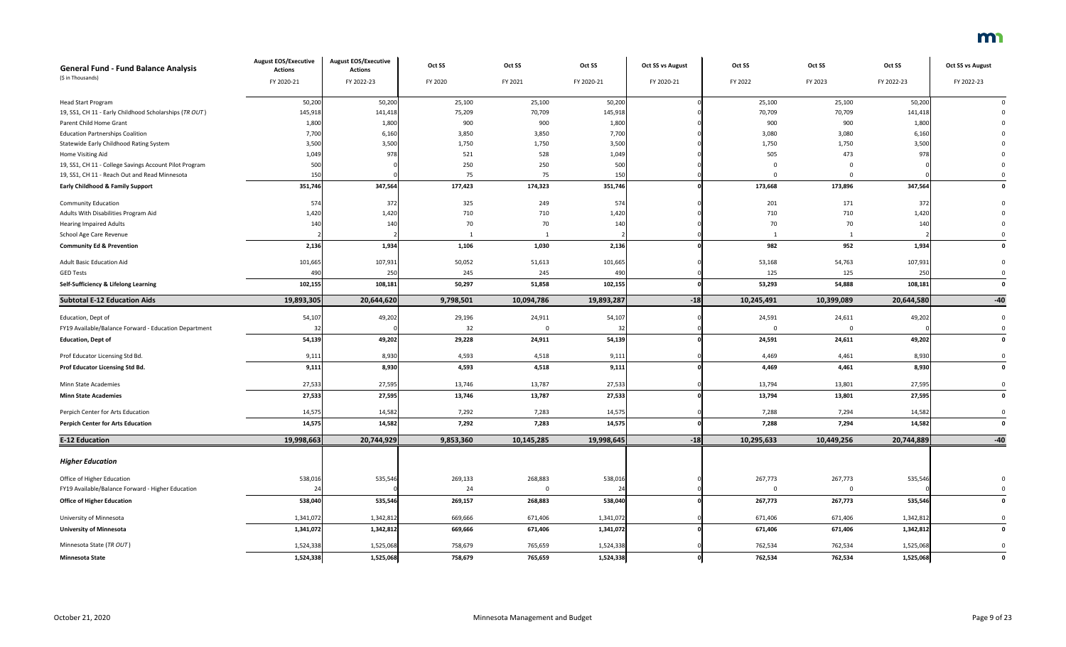| General Fund - Fund Balance Analysis<br>($ in Thousands) | August EOS/Executive Actions<br>FY 2020-21 | August EOS/Executive Actions<br>FY 2022-23 | Oct SS<br>FY 2020 | Oct SS<br>FY 2021 | Oct SS<br>FY 2020-21 | Oct SS vs August<br>FY 2020-21 | Oct SS<br>FY 2022 | Oct SS<br>FY 2023 | Oct SS<br>FY 2022-23 | Oct SS vs August<br>FY 2022-23 |
|---|---|---|---|---|---|---|---|---|---|---|
| Head Start Program | 50,200 | 50,200 | 25,100 | 25,100 | 50,200 | 0 | 25,100 | 25,100 | 50,200 | 0 |
| 19, SS1, CH 11 - Early Childhood Scholarships (*TR OUT*) | 145,918 | 141,418 | 75,209 | 70,709 | 145,918 | 0 | 70,709 | 70,709 | 141,418 | 0 |
| Parent Child Home Grant | 1,800 | 1,800 | 900 | 900 | 1,800 | 0 | 900 | 900 | 1,800 | 0 |
| Education Partnerships Coalition | 7,700 | 6,160 | 3,850 | 3,850 | 7,700 | 0 | 3,080 | 3,080 | 6,160 | 0 |
| Statewide Early Childhood Rating System | 3,500 | 3,500 | 1,750 | 1,750 | 3,500 | 0 | 1,750 | 1,750 | 3,500 | 0 |
| Home Visiting Aid | 1,049 | 978 | 521 | 528 | 1,049 | 0 | 505 | 473 | 978 | 0 |
| 19, SS1, CH 11 - College Savings Account Pilot Program | 500 | 0 | 250 | 250 | 500 | 0 | 0 | 0 | 0 | 0 |
| 19, SS1, CH 11 - Reach Out and Read Minnesota | 150 | 0 | 75 | 75 | 150 | 0 | 0 | 0 | 0 | 0 |
| **Early Childhood & Family Support** | **351,746** | **347,564** | **177,423** | **174,323** | **351,746** | **0** | **173,668** | **173,896** | **347,564** | **0** |
| Community Education | 574 | 372 | 325 | 249 | 574 | 0 | 201 | 171 | 372 | 0 |
| Adults With Disabilities Program Aid | 1,420 | 1,420 | 710 | 710 | 1,420 | 0 | 710 | 710 | 1,420 | 0 |
| Hearing Impaired Adults | 140 | 140 | 70 | 70 | 140 | 0 | 70 | 70 | 140 | 0 |
| School Age Care Revenue | 2 | 2 | 1 | 1 | 2 | 0 | 1 | 1 | 2 | 0 |
| **Community Ed & Prevention** | **2,136** | **1,934** | **1,106** | **1,030** | **2,136** | **0** | **982** | **952** | **1,934** | **0** |
| Adult Basic Education Aid | 101,665 | 107,931 | 50,052 | 51,613 | 101,665 | 0 | 53,168 | 54,763 | 107,931 | 0 |
| GED Tests | 490 | 250 | 245 | 245 | 490 | 0 | 125 | 125 | 250 | 0 |
| **Self-Sufficiency & Lifelong Learning** | **102,155** | **108,181** | **50,297** | **51,858** | **102,155** | **0** | **53,293** | **54,888** | **108,181** | **0** |
| **Subtotal E-12 Education Aids** | **19,893,305** | **20,644,620** | **9,798,501** | **10,094,786** | **19,893,287** | **-18** | **10,245,491** | **10,399,089** | **20,644,580** | **-40** |
| Education, Dept of | 54,107 | 49,202 | 29,196 | 24,911 | 54,107 | 0 | 24,591 | 24,611 | 49,202 | 0 |
| FY19 Available/Balance Forward - Education Department | 32 | 0 | 32 | 0 | 32 | 0 | 0 | 0 | 0 | 0 |
| **Education, Dept of** | **54,139** | **49,202** | **29,228** | **24,911** | **54,139** | **0** | **24,591** | **24,611** | **49,202** | **0** |
| Prof Educator Licensing Std Bd. | 9,111 | 8,930 | 4,593 | 4,518 | 9,111 | 0 | 4,469 | 4,461 | 8,930 | 0 |
| **Prof Educator Licensing Std Bd.** | **9,111** | **8,930** | **4,593** | **4,518** | **9,111** | **0** | **4,469** | **4,461** | **8,930** | **0** |
| Minn State Academies | 27,533 | 27,595 | 13,746 | 13,787 | 27,533 | 0 | 13,794 | 13,801 | 27,595 | 0 |
| **Minn State Academies** | **27,533** | **27,595** | **13,746** | **13,787** | **27,533** | **0** | **13,794** | **13,801** | **27,595** | **0** |
| Perpich Center for Arts Education | 14,575 | 14,582 | 7,292 | 7,283 | 14,575 | 0 | 7,288 | 7,294 | 14,582 | 0 |
| **Perpich Center for Arts Education** | **14,575** | **14,582** | **7,292** | **7,283** | **14,575** | **0** | **7,288** | **7,294** | **14,582** | **0** |
| **E-12 Education** | **19,998,663** | **20,744,929** | **9,853,360** | **10,145,285** | **19,998,645** | **-18** | **10,295,633** | **10,449,256** | **20,744,889** | **-40** |
| ***Higher Education*** | | | | | | | | | | |
| Office of Higher Education | 538,016 | 535,546 | 269,133 | 268,883 | 538,016 | 0 | 267,773 | 267,773 | 535,546 | 0 |
| FY19 Available/Balance Forward - Higher Education | 24 | 0 | 24 | 0 | 24 | 0 | 0 | 0 | 0 | 0 |
| **Office of Higher Education** | **538,040** | **535,546** | **269,157** | **268,883** | **538,040** | **0** | **267,773** | **267,773** | **535,546** | **0** |
| University of Minnesota | 1,341,072 | 1,342,812 | 669,666 | 671,406 | 1,341,072 | 0 | 671,406 | 671,406 | 1,342,812 | 0 |
| **University of Minnesota** | **1,341,072** | **1,342,812** | **669,666** | **671,406** | **1,341,072** | **0** | **671,406** | **671,406** | **1,342,812** | **0** |
| Minnesota State (*TR OUT*) | 1,524,338 | 1,525,068 | 758,679 | 765,659 | 1,524,338 | 0 | 762,534 | 762,534 | 1,525,068 | 0 |
| **Minnesota State** | **1,524,338** | **1,525,068** | **758,679** | **765,659** | **1,524,338** | **0** | **762,534** | **762,534** | **1,525,068** | **0** |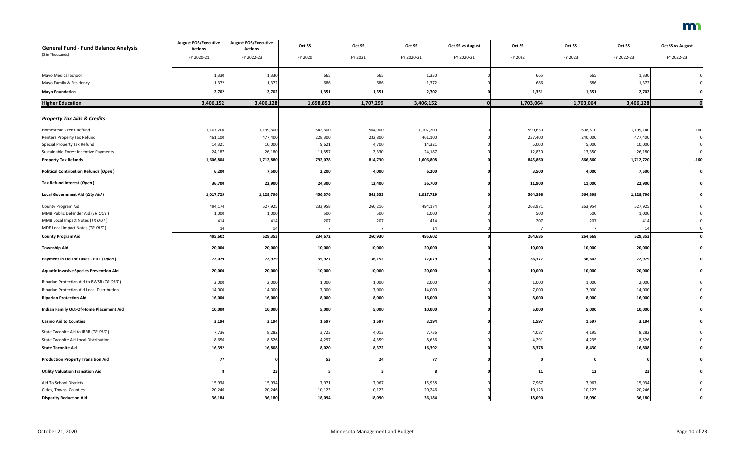| General Fund - Fund Balance Analysis<br>($ in Thousands) | August EOS/Executive Actions<br>FY 2020-21 | August EOS/Executive Actions<br>FY 2022-23 | Oct SS<br>FY 2020 | Oct SS<br>FY 2021 | Oct SS<br>FY 2020-21 | Oct SS vs August<br>FY 2020-21 | Oct SS<br>FY 2022 | Oct SS<br>FY 2023 | Oct SS<br>FY 2022-23 | Oct SS vs August<br>FY 2022-23 |
|---|---|---|---|---|---|---|---|---|---|---|
| Mayo Medical School | 1,330 | 1,330 | 665 | 665 | 1,330 | 0 | 665 | 665 | 1,330 | 0 |
| Mayo Family & Residency | 1,372 | 1,372 | 686 | 686 | 1,372 | 0 | 686 | 686 | 1,372 | 0 |
| **Mayo Foundation** | **2,702** | **2,702** | **1,351** | **1,351** | **2,702** | **0** | **1,351** | **1,351** | **2,702** | **0** |
| **Higher Education** | **3,406,152** | **3,406,128** | **1,698,853** | **1,707,299** | **3,406,152** | **0** | **1,703,064** | **1,703,064** | **3,406,128** | **0** |
| ***Property Tax Aids & Credits*** | | | | | | | | | | |
| Homestead Credit Refund | 1,107,200 | 1,199,300 | 542,300 | 564,900 | 1,107,200 | 0 | 590,630 | 608,510 | 1,199,140 | -160 |
| Renters Property Tax Refund | 461,100 | 477,400 | 228,300 | 232,800 | 461,100 | 0 | 237,400 | 240,000 | 477,400 | 0 |
| Special Property Tax Refund | 14,321 | 10,000 | 9,621 | 4,700 | 14,321 | 0 | 5,000 | 5,000 | 10,000 | 0 |
| Sustainable Forest Incentive Payments | 24,187 | 26,180 | 11,857 | 12,330 | 24,187 | 0 | 12,830 | 13,350 | 26,180 | 0 |
| **Property Tax Refunds** | **1,606,808** | **1,712,880** | **792,078** | **814,730** | **1,606,808** | **0** | **845,860** | **866,860** | **1,712,720** | **-160** |
| **Political Contribution Refunds (*Open*)** | **6,200** | **7,500** | **2,200** | **4,000** | **6,200** | **0** | **3,500** | **4,000** | **7,500** | **0** |
| **Tax Refund Interest (*Open*)** | **36,700** | **22,900** | **24,300** | **12,400** | **36,700** | **0** | **11,900** | **11,000** | **22,900** | **0** |
| **Local Government Aid (*City Aid*)** | **1,017,729** | **1,128,796** | **456,376** | **561,353** | **1,017,729** | **0** | **564,398** | **564,398** | **1,128,796** | **0** |
| County Program Aid | 494,174 | 527,925 | 233,958 | 260,216 | 494,174 | 0 | 263,971 | 263,954 | 527,925 | 0 |
| MMB Public Defender Aid (*TR OUT*) | 1,000 | 1,000 | 500 | 500 | 1,000 | 0 | 500 | 500 | 1,000 | 0 |
| MMB Local Impact Notes (*TR OUT*) | 414 | 414 | 207 | 207 | 414 | 0 | 207 | 207 | 414 | 0 |
| MDE Local Impact Notes (*TR OUT*) | 14 | 14 | 7 | 7 | 14 | 0 | 7 | 7 | 14 | 0 |
| **County Program Aid** | **495,602** | **529,353** | **234,672** | **260,930** | **495,602** | **0** | **264,685** | **264,668** | **529,353** | **0** |
| **Township Aid** | **20,000** | **20,000** | **10,000** | **10,000** | **20,000** | **0** | **10,000** | **10,000** | **20,000** | **0** |
| **Payment in Lieu of Taxes - PILT (*Open*)** | **72,079** | **72,979** | **35,927** | **36,152** | **72,079** | **0** | **36,377** | **36,602** | **72,979** | **0** |
| **Aquatic Invasive Species Prevention Aid** | **20,000** | **20,000** | **10,000** | **10,000** | **20,000** | **0** | **10,000** | **10,000** | **20,000** | **0** |
| Riparian Protection Aid to BWSR (*TR OUT*) | 2,000 | 2,000 | 1,000 | 1,000 | 2,000 | 0 | 1,000 | 1,000 | 2,000 | 0 |
| Riparian Protection Aid Local Distribution | 14,000 | 14,000 | 7,000 | 7,000 | 14,000 | 0 | 7,000 | 7,000 | 14,000 | 0 |
| **Riparian Protection Aid** | **16,000** | **16,000** | **8,000** | **8,000** | **16,000** | **0** | **8,000** | **8,000** | **16,000** | **0** |
| **Indian Family Out-Of-Home Placement Aid** | **10,000** | **10,000** | **5,000** | **5,000** | **10,000** | **0** | **5,000** | **5,000** | **10,000** | **0** |
| **Casino Aid to Counties** | **3,194** | **3,194** | **1,597** | **1,597** | **3,194** | **0** | **1,597** | **1,597** | **3,194** | **0** |
| State Taconite Aid to IRRR (*TR OUT*) | 7,736 | 8,282 | 3,723 | 4,013 | 7,736 | 0 | 4,087 | 4,195 | 8,282 | 0 |
| State Taconite Aid Local Distribution | 8,656 | 8,526 | 4,297 | 4,359 | 8,656 | 0 | 4,291 | 4,235 | 8,526 | 0 |
| **State Taconite Aid** | **16,392** | **16,808** | **8,020** | **8,372** | **16,392** | **0** | **8,378** | **8,430** | **16,808** | **0** |
| **Production Property Transition Aid** | **77** | **0** | **53** | **24** | **77** | **0** | **0** | **0** | **0** | **0** |
| **Utility Valuation Transition Aid** | **8** | **23** | **5** | **3** | **8** | **0** | **11** | **12** | **23** | **0** |
| Aid To School Districts | 15,938 | 15,934 | 7,971 | 7,967 | 15,938 | 0 | 7,967 | 7,967 | 15,934 | 0 |
| Cities, Towns, Counties | 20,246 | 20,246 | 10,123 | 10,123 | 20,246 | 0 | 10,123 | 10,123 | 20,246 | 0 |
| **Disparity Reduction Aid** | **36,184** | **36,180** | **18,094** | **18,090** | **36,184** | **0** | **18,090** | **18,090** | **36,180** | **0** |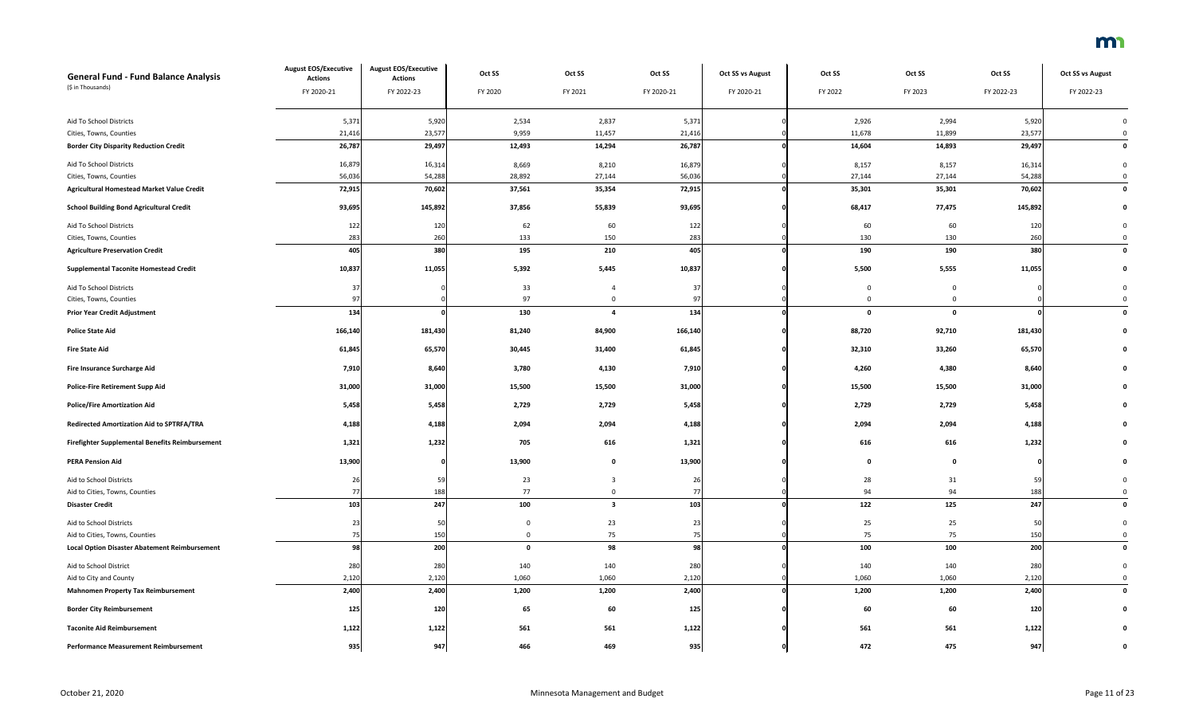| General Fund - Fund Balance Analysis<br>($ in Thousands) | August EOS/Executive Actions<br>FY 2020-21 | August EOS/Executive Actions<br>FY 2022-23 | Oct SS<br>FY 2020 | Oct SS<br>FY 2021 | Oct SS<br>FY 2020-21 | Oct SS vs August<br>FY 2020-21 | Oct SS<br>FY 2022 | Oct SS<br>FY 2023 | Oct SS<br>FY 2022-23 | Oct SS vs August<br>FY 2022-23 |
|---|---|---|---|---|---|---|---|---|---|---|
| Aid To School Districts | 5,371 | 5,920 | 2,534 | 2,837 | 5,371 | 0 | 2,926 | 2,994 | 5,920 | 0 |
| Cities, Towns, Counties | 21,416 | 23,577 | 9,959 | 11,457 | 21,416 | 0 | 11,678 | 11,899 | 23,577 | 0 |
| **Border City Disparity Reduction Credit** | **26,787** | **29,497** | **12,493** | **14,294** | **26,787** | **0** | **14,604** | **14,893** | **29,497** | **0** |
| Aid To School Districts | 16,879 | 16,314 | 8,669 | 8,210 | 16,879 | 0 | 8,157 | 8,157 | 16,314 | 0 |
| Cities, Towns, Counties | 56,036 | 54,288 | 28,892 | 27,144 | 56,036 | 0 | 27,144 | 27,144 | 54,288 | 0 |
| **Agricultural Homestead Market Value Credit** | **72,915** | **70,602** | **37,561** | **35,354** | **72,915** | **0** | **35,301** | **35,301** | **70,602** | **0** |
| **School Building Bond Agricultural Credit** | **93,695** | **145,892** | **37,856** | **55,839** | **93,695** | **0** | **68,417** | **77,475** | **145,892** | **0** |
| Aid To School Districts | 122 | 120 | 62 | 60 | 122 | 0 | 60 | 60 | 120 | 0 |
| Cities, Towns, Counties | 283 | 260 | 133 | 150 | 283 | 0 | 130 | 130 | 260 | 0 |
| **Agriculture Preservation Credit** | **405** | **380** | **195** | **210** | **405** | **0** | **190** | **190** | **380** | **0** |
| **Supplemental Taconite Homestead Credit** | **10,837** | **11,055** | **5,392** | **5,445** | **10,837** | **0** | **5,500** | **5,555** | **11,055** | **0** |
| Aid To School Districts | 37 | 0 | 33 | 4 | 37 | 0 | 0 | 0 | 0 | 0 |
| Cities, Towns, Counties | 97 | 0 | 97 | 0 | 97 | 0 | 0 | 0 | 0 | 0 |
| **Prior Year Credit Adjustment** | **134** | **0** | **130** | **4** | **134** | **0** | **0** | **0** | **0** | **0** |
| **Police State Aid** | **166,140** | **181,430** | **81,240** | **84,900** | **166,140** | **0** | **88,720** | **92,710** | **181,430** | **0** |
| **Fire State Aid** | **61,845** | **65,570** | **30,445** | **31,400** | **61,845** | **0** | **32,310** | **33,260** | **65,570** | **0** |
| **Fire Insurance Surcharge Aid** | **7,910** | **8,640** | **3,780** | **4,130** | **7,910** | **0** | **4,260** | **4,380** | **8,640** | **0** |
| **Police-Fire Retirement Supp Aid** | **31,000** | **31,000** | **15,500** | **15,500** | **31,000** | **0** | **15,500** | **15,500** | **31,000** | **0** |
| **Police/Fire Amortization Aid** | **5,458** | **5,458** | **2,729** | **2,729** | **5,458** | **0** | **2,729** | **2,729** | **5,458** | **0** |
| **Redirected Amortization Aid to SPTRFA/TRA** | **4,188** | **4,188** | **2,094** | **2,094** | **4,188** | **0** | **2,094** | **2,094** | **4,188** | **0** |
| **Firefighter Supplemental Benefits Reimbursement** | **1,321** | **1,232** | **705** | **616** | **1,321** | **0** | **616** | **616** | **1,232** | **0** |
| **PERA Pension Aid** | **13,900** | **0** | **13,900** | **0** | **13,900** | **0** | **0** | **0** | **0** | **0** |
| Aid to School Districts | 26 | 59 | 23 | 3 | 26 | 0 | 28 | 31 | 59 | 0 |
| Aid to Cities, Towns, Counties | 77 | 188 | 77 | 0 | 77 | 0 | 94 | 94 | 188 | 0 |
| **Disaster Credit** | **103** | **247** | **100** | **3** | **103** | **0** | **122** | **125** | **247** | **0** |
| Aid to School Districts | 23 | 50 | 0 | 23 | 23 | 0 | 25 | 25 | 50 | 0 |
| Aid to Cities, Towns, Counties | 75 | 150 | 0 | 75 | 75 | 0 | 75 | 75 | 150 | 0 |
| **Local Option Disaster Abatement Reimbursement** | **98** | **200** | **0** | **98** | **98** | **0** | **100** | **100** | **200** | **0** |
| Aid to School District | 280 | 280 | 140 | 140 | 280 | 0 | 140 | 140 | 280 | 0 |
| Aid to City and County | 2,120 | 2,120 | 1,060 | 1,060 | 2,120 | 0 | 1,060 | 1,060 | 2,120 | 0 |
| **Mahnomen Property Tax Reimbursement** | **2,400** | **2,400** | **1,200** | **1,200** | **2,400** | **0** | **1,200** | **1,200** | **2,400** | **0** |
| **Border City Reimbursement** | **125** | **120** | **65** | **60** | **125** | **0** | **60** | **60** | **120** | **0** |
| **Taconite Aid Reimbursement** | **1,122** | **1,122** | **561** | **561** | **1,122** | **0** | **561** | **561** | **1,122** | **0** |
| **Performance Measurement Reimbursement** | **935** | **947** | **466** | **469** | **935** | **0** | **472** | **475** | **947** | **0** |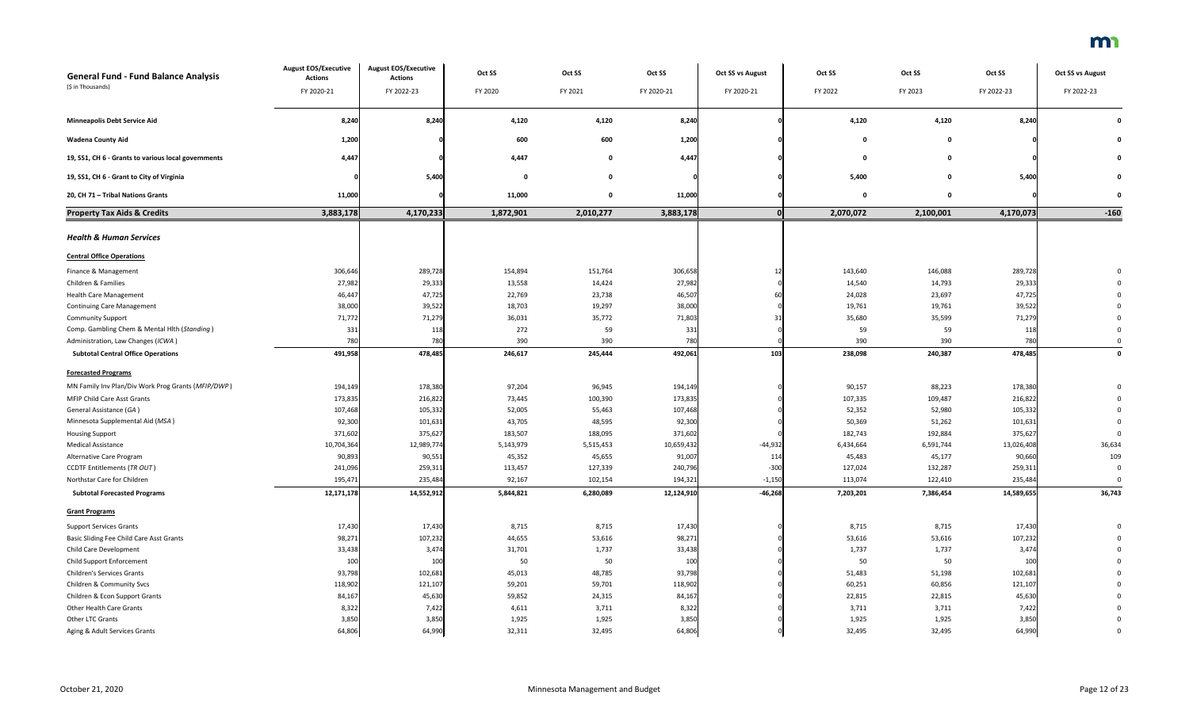| General Fund - Fund Balance Analysis<br>($ in Thousands) | August EOS/Executive Actions<br>FY 2020-21 | August EOS/Executive Actions<br>FY 2022-23 | Oct SS<br>FY 2020 | Oct SS<br>FY 2021 | Oct SS<br>FY 2020-21 | Oct SS vs August<br>FY 2020-21 | Oct SS<br>FY 2022 | Oct SS<br>FY 2023 | Oct SS<br>FY 2022-23 | Oct SS vs August<br>FY 2022-23 |
|---|---|---|---|---|---|---|---|---|---|---|
| **Minneapolis Debt Service Aid** | **8,240** | **8,240** | **4,120** | **4,120** | **8,240** | **0** | **4,120** | **4,120** | **8,240** | **0** |
| **Wadena County Aid** | **1,200** | **0** | **600** | **600** | **1,200** | **0** | **0** | **0** | **0** | **0** |
| **19, SS1, CH 6 - Grants to various local governments** | **4,447** | **0** | **4,447** | **0** | **4,447** | **0** | **0** | **0** | **0** | **0** |
| **19, SS1, CH 6 - Grant to City of Virginia** | **0** | **5,400** | **0** | **0** | **0** | **0** | **5,400** | **0** | **5,400** | **0** |
| **20, CH 71 – Tribal Nations Grants** | **11,000** | **0** | **11,000** | **0** | **11,000** | **0** | **0** | **0** | **0** | **0** |
| **Property Tax Aids & Credits** | **3,883,178** | **4,170,233** | **1,872,901** | **2,010,277** | **3,883,178** | **0** | **2,070,072** | **2,100,001** | **4,170,073** | **-160** |
| ***Health & Human Services*** | | | | | | | | | | |
| **Central Office Operations** | | | | | | | | | | |
| Finance & Management | 306,646 | 289,728 | 154,894 | 151,764 | 306,658 | 12 | 143,640 | 146,088 | 289,728 | 0 |
| Children & Families | 27,982 | 29,333 | 13,558 | 14,424 | 27,982 | 0 | 14,540 | 14,793 | 29,333 | 0 |
| Health Care Management | 46,447 | 47,725 | 22,769 | 23,738 | 46,507 | 60 | 24,028 | 23,697 | 47,725 | 0 |
| Continuing Care Management | 38,000 | 39,522 | 18,703 | 19,297 | 38,000 | 0 | 19,761 | 19,761 | 39,522 | 0 |
| Community Support | 71,772 | 71,279 | 36,031 | 35,772 | 71,803 | 31 | 35,680 | 35,599 | 71,279 | 0 |
| Comp. Gambling Chem & Mental Hlth (*Standing*) | 331 | 118 | 272 | 59 | 331 | 0 | 59 | 59 | 118 | 0 |
| Administration, Law Changes (*ICWA*) | 780 | 780 | 390 | 390 | 780 | 0 | 390 | 390 | 780 | 0 |
| **Subtotal Central Office Operations** | **491,958** | **478,485** | **246,617** | **245,444** | **492,061** | **103** | **238,098** | **240,387** | **478,485** | **0** |
| **Forecasted Programs** | | | | | | | | | | |
| MN Family Inv Plan/Div Work Prog Grants (*MFIP/DWP*) | 194,149 | 178,380 | 97,204 | 96,945 | 194,149 | 0 | 90,157 | 88,223 | 178,380 | 0 |
| MFIP Child Care Asst Grants | 173,835 | 216,822 | 73,445 | 100,390 | 173,835 | 0 | 107,335 | 109,487 | 216,822 | 0 |
| General Assistance (*GA*) | 107,468 | 105,332 | 52,005 | 55,463 | 107,468 | 0 | 52,352 | 52,980 | 105,332 | 0 |
| Minnesota Supplemental Aid (*MSA*) | 92,300 | 101,631 | 43,705 | 48,595 | 92,300 | 0 | 50,369 | 51,262 | 101,631 | 0 |
| Housing Support | 371,602 | 375,627 | 183,507 | 188,095 | 371,602 | 0 | 182,743 | 192,884 | 375,627 | 0 |
| Medical Assistance | 10,704,364 | 12,989,774 | 5,143,979 | 5,515,453 | 10,659,432 | -44,932 | 6,434,664 | 6,591,744 | 13,026,408 | 36,634 |
| Alternative Care Program | 90,893 | 90,551 | 45,352 | 45,655 | 91,007 | 114 | 45,483 | 45,177 | 90,660 | 109 |
| CCDTF Entitlements (*TR OUT*) | 241,096 | 259,311 | 113,457 | 127,339 | 240,796 | -300 | 127,024 | 132,287 | 259,311 | 0 |
| Northstar Care for Children | 195,471 | 235,484 | 92,167 | 102,154 | 194,321 | -1,150 | 113,074 | 122,410 | 235,484 | 0 |
| **Subtotal Forecasted Programs** | **12,171,178** | **14,552,912** | **5,844,821** | **6,280,089** | **12,124,910** | **-46,268** | **7,203,201** | **7,386,454** | **14,589,655** | **36,743** |
| **Grant Programs** | | | | | | | | | | |
| Support Services Grants | 17,430 | 17,430 | 8,715 | 8,715 | 17,430 | 0 | 8,715 | 8,715 | 17,430 | 0 |
| Basic Sliding Fee Child Care Asst Grants | 98,271 | 107,232 | 44,655 | 53,616 | 98,271 | 0 | 53,616 | 53,616 | 107,232 | 0 |
| Child Care Development | 33,438 | 3,474 | 31,701 | 1,737 | 33,438 | 0 | 1,737 | 1,737 | 3,474 | 0 |
| Child Support Enforcement | 100 | 100 | 50 | 50 | 100 | 0 | 50 | 50 | 100 | 0 |
| Children's Services Grants | 93,798 | 102,681 | 45,013 | 48,785 | 93,798 | 0 | 51,483 | 51,198 | 102,681 | 0 |
| Children & Community Svcs | 118,902 | 121,107 | 59,201 | 59,701 | 118,902 | 0 | 60,251 | 60,856 | 121,107 | 0 |
| Children & Econ Support Grants | 84,167 | 45,630 | 59,852 | 24,315 | 84,167 | 0 | 22,815 | 22,815 | 45,630 | 0 |
| Other Health Care Grants | 8,322 | 7,422 | 4,611 | 3,711 | 8,322 | 0 | 3,711 | 3,711 | 7,422 | 0 |
| Other LTC Grants | 3,850 | 3,850 | 1,925 | 1,925 | 3,850 | 0 | 1,925 | 1,925 | 3,850 | 0 |
| Aging & Adult Services Grants | 64,806 | 64,990 | 32,311 | 32,495 | 64,806 | 0 | 32,495 | 32,495 | 64,990 | 0 |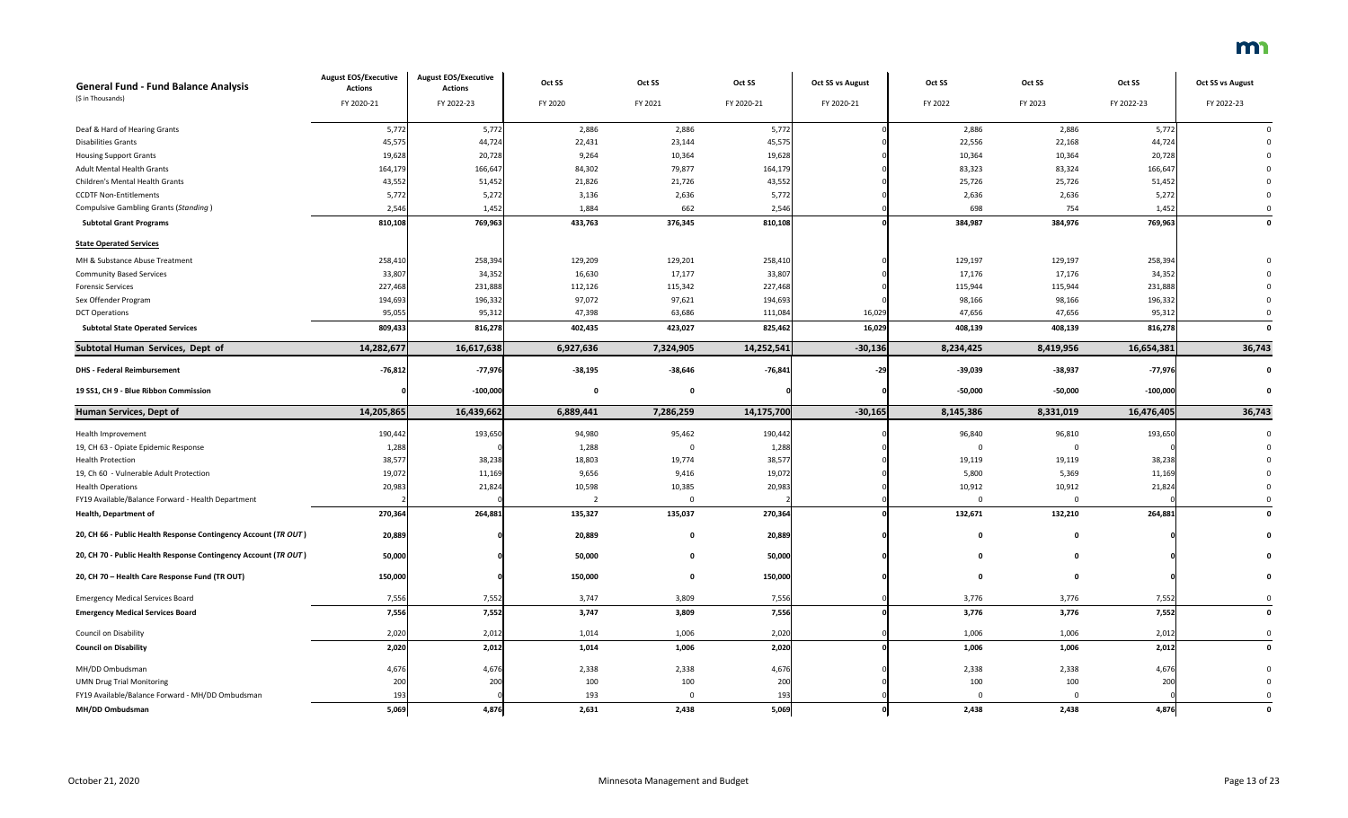| General Fund - Fund Balance Analysis<br>($ in Thousands) | August EOS/Executive Actions<br>FY 2020-21 | August EOS/Executive Actions<br>FY 2022-23 | Oct SS<br>FY 2020 | Oct SS<br>FY 2021 | Oct SS<br>FY 2020-21 | Oct SS vs August<br>FY 2020-21 | Oct SS<br>FY 2022 | Oct SS<br>FY 2023 | Oct SS<br>FY 2022-23 | Oct SS vs August<br>FY 2022-23 |
|---|---|---|---|---|---|---|---|---|---|---|
| Deaf & Hard of Hearing Grants | 5,772 | 5,772 | 2,886 | 2,886 | 5,772 | 0 | 2,886 | 2,886 | 5,772 | 0 |
| Disabilities Grants | 45,575 | 44,724 | 22,431 | 23,144 | 45,575 | 0 | 22,556 | 22,168 | 44,724 | 0 |
| Housing Support Grants | 19,628 | 20,728 | 9,264 | 10,364 | 19,628 | 0 | 10,364 | 10,364 | 20,728 | 0 |
| Adult Mental Health Grants | 164,179 | 166,647 | 84,302 | 79,877 | 164,179 | 0 | 83,323 | 83,324 | 166,647 | 0 |
| Children's Mental Health Grants | 43,552 | 51,452 | 21,826 | 21,726 | 43,552 | 0 | 25,726 | 25,726 | 51,452 | 0 |
| CCDTF Non-Entitlements | 5,772 | 5,272 | 3,136 | 2,636 | 5,772 | 0 | 2,636 | 2,636 | 5,272 | 0 |
| Compulsive Gambling Grants (*Standing*) | 2,546 | 1,452 | 1,884 | 662 | 2,546 | 0 | 698 | 754 | 1,452 | 0 |
| **Subtotal Grant Programs** | **810,108** | **769,963** | **433,763** | **376,345** | **810,108** | **0** | **384,987** | **384,976** | **769,963** | **0** |
| **State Operated Services** | | | | | | | | | | |
| MH & Substance Abuse Treatment | 258,410 | 258,394 | 129,209 | 129,201 | 258,410 | 0 | 129,197 | 129,197 | 258,394 | 0 |
| Community Based Services | 33,807 | 34,352 | 16,630 | 17,177 | 33,807 | 0 | 17,176 | 17,176 | 34,352 | 0 |
| Forensic Services | 227,468 | 231,888 | 112,126 | 115,342 | 227,468 | 0 | 115,944 | 115,944 | 231,888 | 0 |
| Sex Offender Program | 194,693 | 196,332 | 97,072 | 97,621 | 194,693 | 0 | 98,166 | 98,166 | 196,332 | 0 |
| DCT Operations | 95,055 | 95,312 | 47,398 | 63,686 | 111,084 | 16,029 | 47,656 | 47,656 | 95,312 | 0 |
| **Subtotal State Operated Services** | **809,433** | **816,278** | **402,435** | **423,027** | **825,462** | **16,029** | **408,139** | **408,139** | **816,278** | **0** |
| **Subtotal Human Services, Dept of** | **14,282,677** | **16,617,638** | **6,927,636** | **7,324,905** | **14,252,541** | **-30,136** | **8,234,425** | **8,419,956** | **16,654,381** | **36,743** |
| **DHS - Federal Reimbursement** | **-76,812** | **-77,976** | **-38,195** | **-38,646** | **-76,841** | **-29** | **-39,039** | **-38,937** | **-77,976** | **0** |
| **19 SS1, CH 9 - Blue Ribbon Commission** | **0** | **-100,000** | **0** | **0** | **0** | **0** | **-50,000** | **-50,000** | **-100,000** | **0** |
| **Human Services, Dept of** | **14,205,865** | **16,439,662** | **6,889,441** | **7,286,259** | **14,175,700** | **-30,165** | **8,145,386** | **8,331,019** | **16,476,405** | **36,743** |
| Health Improvement | 190,442 | 193,650 | 94,980 | 95,462 | 190,442 | 0 | 96,840 | 96,810 | 193,650 | 0 |
| 19, CH 63 - Opiate Epidemic Response | 1,288 | 0 | 1,288 | 0 | 1,288 | 0 | 0 | 0 | 0 | 0 |
| Health Protection | 38,577 | 38,238 | 18,803 | 19,774 | 38,577 | 0 | 19,119 | 19,119 | 38,238 | 0 |
| 19, Ch 60 - Vulnerable Adult Protection | 19,072 | 11,169 | 9,656 | 9,416 | 19,072 | 0 | 5,800 | 5,369 | 11,169 | 0 |
| Health Operations | 20,983 | 21,824 | 10,598 | 10,385 | 20,983 | 0 | 10,912 | 10,912 | 21,824 | 0 |
| FY19 Available/Balance Forward - Health Department | 2 | 0 | 2 | 0 | 2 | 0 | 0 | 0 | 0 | 0 |
| **Health, Department of** | **270,364** | **264,881** | **135,327** | **135,037** | **270,364** | **0** | **132,671** | **132,210** | **264,881** | **0** |
| **20, CH 66 - Public Health Response Contingency Account (*TR OUT*)** | **20,889** | **0** | **20,889** | **0** | **20,889** | **0** | **0** | **0** | **0** | **0** |
| **20, CH 70 - Public Health Response Contingency Account (*TR OUT*)** | **50,000** | **0** | **50,000** | **0** | **50,000** | **0** | **0** | **0** | **0** | **0** |
| **20, CH 70 – Health Care Response Fund (TR OUT)** | **150,000** | **0** | **150,000** | **0** | **150,000** | **0** | **0** | **0** | **0** | **0** |
| Emergency Medical Services Board | 7,556 | 7,552 | 3,747 | 3,809 | 7,556 | 0 | 3,776 | 3,776 | 7,552 | 0 |
| **Emergency Medical Services Board** | **7,556** | **7,552** | **3,747** | **3,809** | **7,556** | **0** | **3,776** | **3,776** | **7,552** | **0** |
| Council on Disability | 2,020 | 2,012 | 1,014 | 1,006 | 2,020 | 0 | 1,006 | 1,006 | 2,012 | 0 |
| **Council on Disability** | **2,020** | **2,012** | **1,014** | **1,006** | **2,020** | **0** | **1,006** | **1,006** | **2,012** | **0** |
| MH/DD Ombudsman | 4,676 | 4,676 | 2,338 | 2,338 | 4,676 | 0 | 2,338 | 2,338 | 4,676 | 0 |
| UMN Drug Trial Monitoring | 200 | 200 | 100 | 100 | 200 | 0 | 100 | 100 | 200 | 0 |
| FY19 Available/Balance Forward - MH/DD Ombudsman | 193 | 0 | 193 | 0 | 193 | 0 | 0 | 0 | 0 | 0 |
| **MH/DD Ombudsman** | **5,069** | **4,876** | **2,631** | **2,438** | **5,069** | **0** | **2,438** | **2,438** | **4,876** | **0** |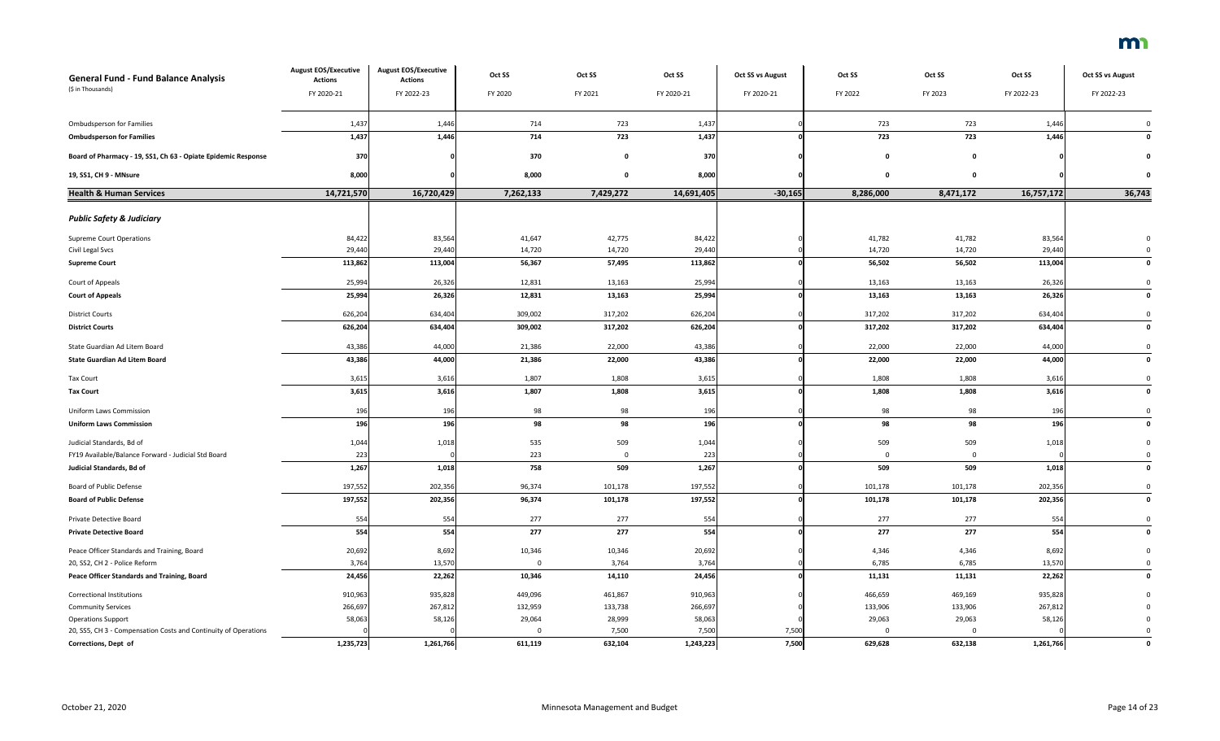| General Fund - Fund Balance Analysis<br>($ in Thousands) | August EOS/Executive Actions<br>FY 2020-21 | August EOS/Executive Actions<br>FY 2022-23 | Oct SS<br>FY 2020 | Oct SS<br>FY 2021 | Oct SS<br>FY 2020-21 | Oct SS vs August<br>FY 2020-21 | Oct SS<br>FY 2022 | Oct SS<br>FY 2023 | Oct SS<br>FY 2022-23 | Oct SS vs August<br>FY 2022-23 |
|---|---|---|---|---|---|---|---|---|---|---|
| Ombudsperson for Families | 1,437 | 1,446 | 714 | 723 | 1,437 | 0 | 723 | 723 | 1,446 | 0 |
| **Ombudsperson for Families** | **1,437** | **1,446** | **714** | **723** | **1,437** | **0** | **723** | **723** | **1,446** | **0** |
| **Board of Pharmacy - 19, SS1, Ch 63 - Opiate Epidemic Response** | **370** | **0** | **370** | **0** | **370** | **0** | **0** | **0** | **0** | **0** |
| **19, SS1, CH 9 - MNsure** | **8,000** | **0** | **8,000** | **0** | **8,000** | **0** | **0** | **0** | **0** | **0** |
| **Health & Human Services** | **14,721,570** | **16,720,429** | **7,262,133** | **7,429,272** | **14,691,405** | **-30,165** | **8,286,000** | **8,471,172** | **16,757,172** | **36,743** |
| ***Public Safety & Judiciary*** | | | | | | | | | | |
| Supreme Court Operations | 84,422 | 83,564 | 41,647 | 42,775 | 84,422 | 0 | 41,782 | 41,782 | 83,564 | 0 |
| Civil Legal Svcs | 29,440 | 29,440 | 14,720 | 14,720 | 29,440 | 0 | 14,720 | 14,720 | 29,440 | 0 |
| **Supreme Court** | **113,862** | **113,004** | **56,367** | **57,495** | **113,862** | **0** | **56,502** | **56,502** | **113,004** | **0** |
| Court of Appeals | 25,994 | 26,326 | 12,831 | 13,163 | 25,994 | 0 | 13,163 | 13,163 | 26,326 | 0 |
| **Court of Appeals** | **25,994** | **26,326** | **12,831** | **13,163** | **25,994** | **0** | **13,163** | **13,163** | **26,326** | **0** |
| District Courts | 626,204 | 634,404 | 309,002 | 317,202 | 626,204 | 0 | 317,202 | 317,202 | 634,404 | 0 |
| **District Courts** | **626,204** | **634,404** | **309,002** | **317,202** | **626,204** | **0** | **317,202** | **317,202** | **634,404** | **0** |
| State Guardian Ad Litem Board | 43,386 | 44,000 | 21,386 | 22,000 | 43,386 | 0 | 22,000 | 22,000 | 44,000 | 0 |
| **State Guardian Ad Litem Board** | **43,386** | **44,000** | **21,386** | **22,000** | **43,386** | **0** | **22,000** | **22,000** | **44,000** | **0** |
| Tax Court | 3,615 | 3,616 | 1,807 | 1,808 | 3,615 | 0 | 1,808 | 1,808 | 3,616 | 0 |
| **Tax Court** | **3,615** | **3,616** | **1,807** | **1,808** | **3,615** | **0** | **1,808** | **1,808** | **3,616** | **0** |
| Uniform Laws Commission | 196 | 196 | 98 | 98 | 196 | 0 | 98 | 98 | 196 | 0 |
| **Uniform Laws Commission** | **196** | **196** | **98** | **98** | **196** | **0** | **98** | **98** | **196** | **0** |
| Judicial Standards, Bd of | 1,044 | 1,018 | 535 | 509 | 1,044 | 0 | 509 | 509 | 1,018 | 0 |
| FY19 Available/Balance Forward - Judicial Std Board | 223 | 0 | 223 | 0 | 223 | 0 | 0 | 0 | 0 | 0 |
| **Judicial Standards, Bd of** | **1,267** | **1,018** | **758** | **509** | **1,267** | **0** | **509** | **509** | **1,018** | **0** |
| Board of Public Defense | 197,552 | 202,356 | 96,374 | 101,178 | 197,552 | 0 | 101,178 | 101,178 | 202,356 | 0 |
| **Board of Public Defense** | **197,552** | **202,356** | **96,374** | **101,178** | **197,552** | **0** | **101,178** | **101,178** | **202,356** | **0** |
| Private Detective Board | 554 | 554 | 277 | 277 | 554 | 0 | 277 | 277 | 554 | 0 |
| **Private Detective Board** | **554** | **554** | **277** | **277** | **554** | **0** | **277** | **277** | **554** | **0** |
| Peace Officer Standards and Training, Board | 20,692 | 8,692 | 10,346 | 10,346 | 20,692 | 0 | 4,346 | 4,346 | 8,692 | 0 |
| 20, SS2, CH 2 - Police Reform | 3,764 | 13,570 | 0 | 3,764 | 3,764 | 0 | 6,785 | 6,785 | 13,570 | 0 |
| **Peace Officer Standards and Training, Board** | **24,456** | **22,262** | **10,346** | **14,110** | **24,456** | **0** | **11,131** | **11,131** | **22,262** | **0** |
| Correctional Institutions | 910,963 | 935,828 | 449,096 | 461,867 | 910,963 | 0 | 466,659 | 469,169 | 935,828 | 0 |
| Community Services | 266,697 | 267,812 | 132,959 | 133,738 | 266,697 | 0 | 133,906 | 133,906 | 267,812 | 0 |
| Operations Support | 58,063 | 58,126 | 29,064 | 28,999 | 58,063 | 0 | 29,063 | 29,063 | 58,126 | 0 |
| 20, SS5, CH 3 - Compensation Costs and Continuity of Operations | 0 | 0 | 0 | 7,500 | 7,500 | 7,500 | 0 | 0 | 0 | 0 |
| **Corrections, Dept of** | **1,235,723** | **1,261,766** | **611,119** | **632,104** | **1,243,223** | **7,500** | **629,628** | **632,138** | **1,261,766** | **0** |

October 21, 2020 — Minnesota Management and Budget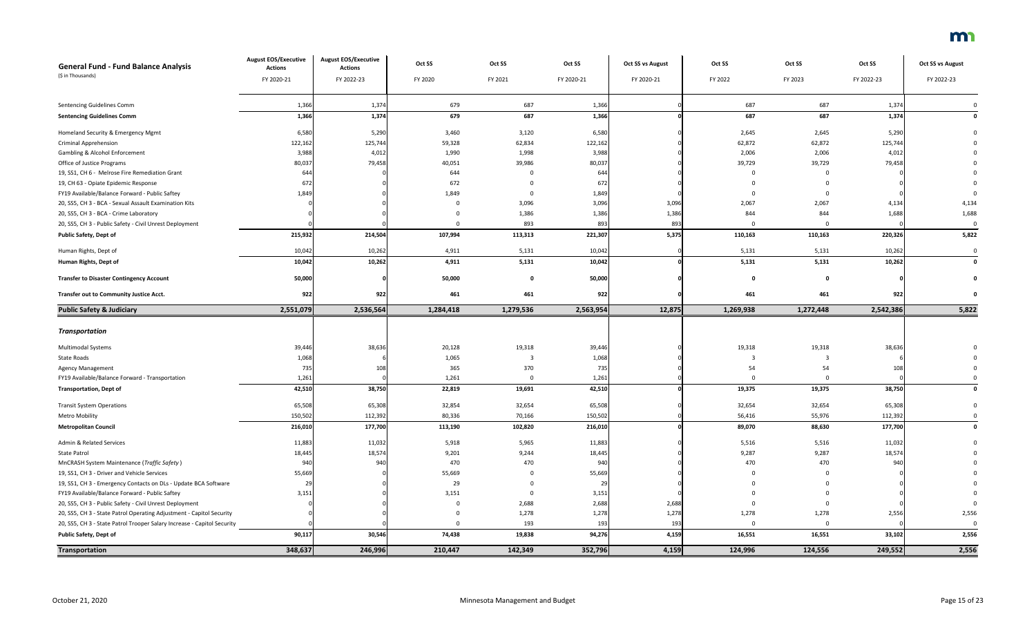| General Fund - Fund Balance Analysis ($ in Thousands) | August EOS/Executive Actions FY 2020-21 | August EOS/Executive Actions FY 2022-23 | Oct SS FY 2020 | Oct SS FY 2021 | Oct SS FY 2020-21 | Oct SS vs August FY 2020-21 | Oct SS FY 2022 | Oct SS FY 2023 | Oct SS FY 2022-23 | Oct SS vs August FY 2022-23 |
|---|---|---|---|---|---|---|---|---|---|---|
| Sentencing Guidelines Comm | 1,366 | 1,374 | 679 | 687 | 1,366 | 0 | 687 | 687 | 1,374 | 0 |
| **Sentencing Guidelines Comm** | **1,366** | **1,374** | **679** | **687** | **1,366** | **0** | **687** | **687** | **1,374** | **0** |
| Homeland Security & Emergency Mgmt | 6,580 | 5,290 | 3,460 | 3,120 | 6,580 | 0 | 2,645 | 2,645 | 5,290 | 0 |
| Criminal Apprehension | 122,162 | 125,744 | 59,328 | 62,834 | 122,162 | 0 | 62,872 | 62,872 | 125,744 | 0 |
| Gambling & Alcohol Enforcement | 3,988 | 4,012 | 1,990 | 1,998 | 3,988 | 0 | 2,006 | 2,006 | 4,012 | 0 |
| Office of Justice Programs | 80,037 | 79,458 | 40,051 | 39,986 | 80,037 | 0 | 39,729 | 39,729 | 79,458 | 0 |
| 19, SS1, CH 6 - Melrose Fire Remediation Grant | 644 | 0 | 644 | 0 | 644 | 0 | 0 | 0 | 0 | 0 |
| 19, CH 63 - Opiate Epidemic Response | 672 | 0 | 672 | 0 | 672 | 0 | 0 | 0 | 0 | 0 |
| FY19 Available/Balance Forward - Public Saftey | 1,849 | 0 | 1,849 | 0 | 1,849 | 0 | 0 | 0 | 0 | 0 |
| 20, SS5, CH 3 - BCA - Sexual Assault Examination Kits | 0 | 0 | 0 | 3,096 | 3,096 | 3,096 | 2,067 | 2,067 | 4,134 | 4,134 |
| 20, SS5, CH 3 - BCA - Crime Laboratory | 0 | 0 | 0 | 1,386 | 1,386 | 1,386 | 844 | 844 | 1,688 | 1,688 |
| 20, SS5, CH 3 - Public Safety - Civil Unrest Deployment | 0 | 0 | 0 | 893 | 893 | 893 | 0 | 0 | 0 | 0 |
| **Public Safety, Dept of** | **215,932** | **214,504** | **107,994** | **113,313** | **221,307** | **5,375** | **110,163** | **110,163** | **220,326** | **5,822** |
| Human Rights, Dept of | 10,042 | 10,262 | 4,911 | 5,131 | 10,042 | 0 | 5,131 | 5,131 | 10,262 | 0 |
| **Human Rights, Dept of** | **10,042** | **10,262** | **4,911** | **5,131** | **10,042** | **0** | **5,131** | **5,131** | **10,262** | **0** |
| **Transfer to Disaster Contingency Account** | **50,000** | **0** | **50,000** | **0** | **50,000** | **0** | **0** | **0** | **0** | **0** |
| **Transfer out to Community Justice Acct.** | **922** | **922** | **461** | **461** | **922** | **0** | **461** | **461** | **922** | **0** |
| **Public Safety & Judiciary** | **2,551,079** | **2,536,564** | **1,284,418** | **1,279,536** | **2,563,954** | **12,875** | **1,269,938** | **1,272,448** | **2,542,386** | **5,822** |
| ***Transportation*** | | | | | | | | | | |
| Multimodal Systems | 39,446 | 38,636 | 20,128 | 19,318 | 39,446 | 0 | 19,318 | 19,318 | 38,636 | 0 |
| State Roads | 1,068 | 6 | 1,065 | 3 | 1,068 | 0 | 3 | 3 | 6 | 0 |
| Agency Management | 735 | 108 | 365 | 370 | 735 | 0 | 54 | 54 | 108 | 0 |
| FY19 Available/Balance Forward - Transportation | 1,261 | 0 | 1,261 | 0 | 1,261 | 0 | 0 | 0 | 0 | 0 |
| **Transportation, Dept of** | **42,510** | **38,750** | **22,819** | **19,691** | **42,510** | **0** | **19,375** | **19,375** | **38,750** | **0** |
| Transit System Operations | 65,508 | 65,308 | 32,854 | 32,654 | 65,508 | 0 | 32,654 | 32,654 | 65,308 | 0 |
| Metro Mobility | 150,502 | 112,392 | 80,336 | 70,166 | 150,502 | 0 | 56,416 | 55,976 | 112,392 | 0 |
| **Metropolitan Council** | **216,010** | **177,700** | **113,190** | **102,820** | **216,010** | **0** | **89,070** | **88,630** | **177,700** | **0** |
| Admin & Related Services | 11,883 | 11,032 | 5,918 | 5,965 | 11,883 | 0 | 5,516 | 5,516 | 11,032 | 0 |
| State Patrol | 18,445 | 18,574 | 9,201 | 9,244 | 18,445 | 0 | 9,287 | 9,287 | 18,574 | 0 |
| MnCRASH System Maintenance (*Traffic Safety*) | 940 | 940 | 470 | 470 | 940 | 0 | 470 | 470 | 940 | 0 |
| 19, SS1, CH 3 - Driver and Vehicle Services | 55,669 | 0 | 55,669 | 0 | 55,669 | 0 | 0 | 0 | 0 | 0 |
| 19, SS1, CH 3 - Emergency Contacts on DLs - Update BCA Software | 29 | 0 | 29 | 0 | 29 | 0 | 0 | 0 | 0 | 0 |
| FY19 Available/Balance Forward - Public Saftey | 3,151 | 0 | 3,151 | 0 | 3,151 | 0 | 0 | 0 | 0 | 0 |
| 20, SS5, CH 3 - Public Safety - Civil Unrest Deployment | 0 | 0 | 0 | 2,688 | 2,688 | 2,688 | 0 | 0 | 0 | 0 |
| 20, SS5, CH 3 - State Patrol Operating Adjustment - Capitol Security | 0 | 0 | 0 | 1,278 | 1,278 | 1,278 | 1,278 | 1,278 | 2,556 | 2,556 |
| 20, SS5, CH 3 - State Patrol Trooper Salary Increase - Capitol Security | 0 | 0 | 0 | 193 | 193 | 193 | 0 | 0 | 0 | 0 |
| **Public Safety, Dept of** | **90,117** | **30,546** | **74,438** | **19,838** | **94,276** | **4,159** | **16,551** | **16,551** | **33,102** | **2,556** |
| **Transportation** | **348,637** | **246,996** | **210,447** | **142,349** | **352,796** | **4,159** | **124,996** | **124,556** | **249,552** | **2,556** |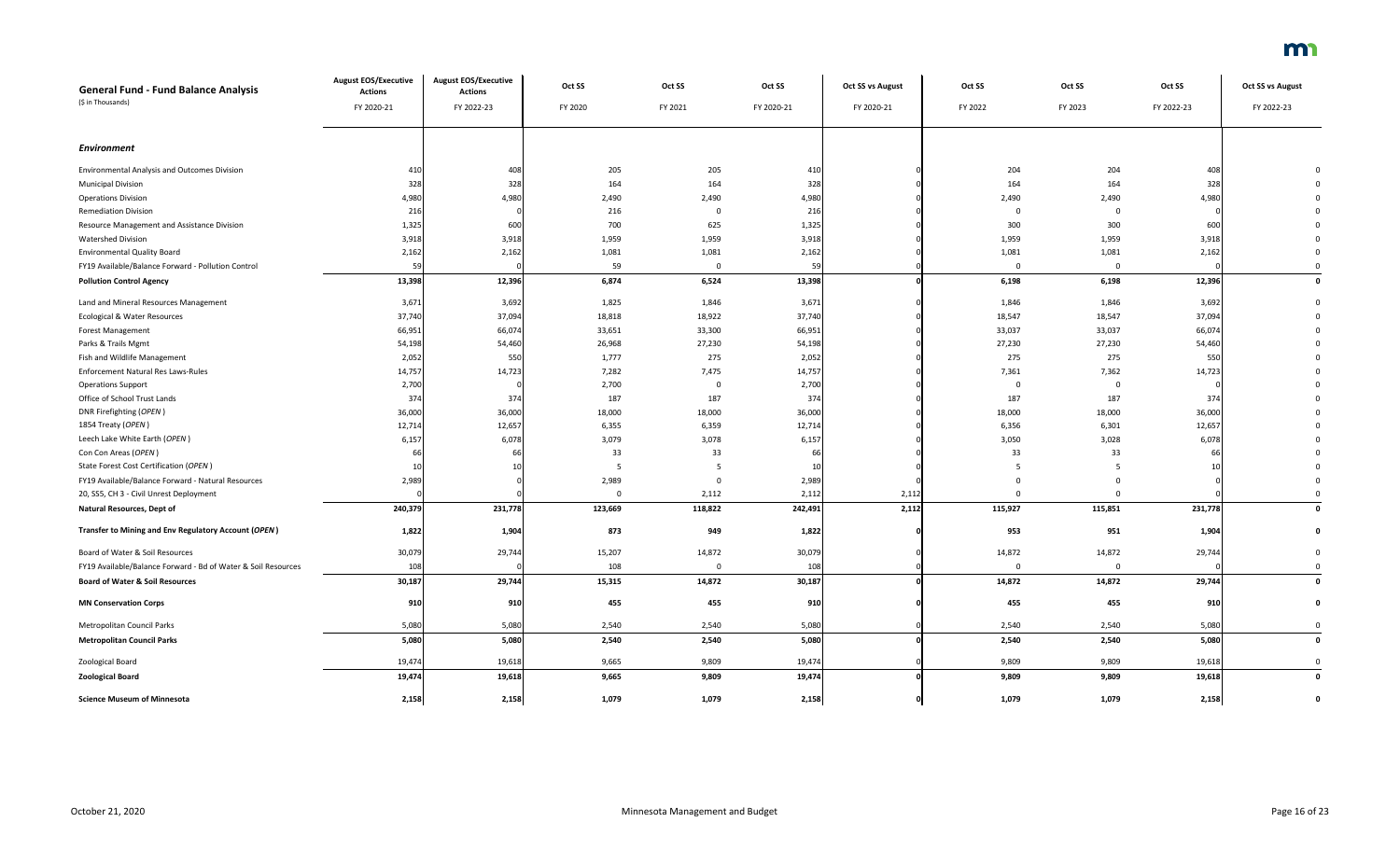| General Fund - Fund Balance Analysis<br>($ in Thousands) | August EOS/Executive Actions<br>FY 2020-21 | August EOS/Executive Actions<br>FY 2022-23 | Oct SS<br>FY 2020 | Oct SS<br>FY 2021 | Oct SS<br>FY 2020-21 | Oct SS vs August<br>FY 2020-21 | Oct SS<br>FY 2022 | Oct SS<br>FY 2023 | Oct SS<br>FY 2022-23 | Oct SS vs August<br>FY 2022-23 |
|---|---|---|---|---|---|---|---|---|---|---|
| ***Environment*** | | | | | | | | | | |
| Environmental Analysis and Outcomes Division | 410 | 408 | 205 | 205 | 410 | 0 | 204 | 204 | 408 | 0 |
| Municipal Division | 328 | 328 | 164 | 164 | 328 | 0 | 164 | 164 | 328 | 0 |
| Operations Division | 4,980 | 4,980 | 2,490 | 2,490 | 4,980 | 0 | 2,490 | 2,490 | 4,980 | 0 |
| Remediation Division | 216 | 0 | 216 | 0 | 216 | 0 | 0 | 0 | 0 | 0 |
| Resource Management and Assistance Division | 1,325 | 600 | 700 | 625 | 1,325 | 0 | 300 | 300 | 600 | 0 |
| Watershed Division | 3,918 | 3,918 | 1,959 | 1,959 | 3,918 | 0 | 1,959 | 1,959 | 3,918 | 0 |
| Environmental Quality Board | 2,162 | 2,162 | 1,081 | 1,081 | 2,162 | 0 | 1,081 | 1,081 | 2,162 | 0 |
| FY19 Available/Balance Forward - Pollution Control | 59 | 0 | 59 | 0 | 59 | 0 | 0 | 0 | 0 | 0 |
| **Pollution Control Agency** | **13,398** | **12,396** | **6,874** | **6,524** | **13,398** | **0** | **6,198** | **6,198** | **12,396** | **0** |
| Land and Mineral Resources Management | 3,671 | 3,692 | 1,825 | 1,846 | 3,671 | 0 | 1,846 | 1,846 | 3,692 | 0 |
| Ecological & Water Resources | 37,740 | 37,094 | 18,818 | 18,922 | 37,740 | 0 | 18,547 | 18,547 | 37,094 | 0 |
| Forest Management | 66,951 | 66,074 | 33,651 | 33,300 | 66,951 | 0 | 33,037 | 33,037 | 66,074 | 0 |
| Parks & Trails Mgmt | 54,198 | 54,460 | 26,968 | 27,230 | 54,198 | 0 | 27,230 | 27,230 | 54,460 | 0 |
| Fish and Wildlife Management | 2,052 | 550 | 1,777 | 275 | 2,052 | 0 | 275 | 275 | 550 | 0 |
| Enforcement Natural Res Laws-Rules | 14,757 | 14,723 | 7,282 | 7,475 | 14,757 | 0 | 7,361 | 7,362 | 14,723 | 0 |
| Operations Support | 2,700 | 0 | 2,700 | 0 | 2,700 | 0 | 0 | 0 | 0 | 0 |
| Office of School Trust Lands | 374 | 374 | 187 | 187 | 374 | 0 | 187 | 187 | 374 | 0 |
| DNR Firefighting (*OPEN*) | 36,000 | 36,000 | 18,000 | 18,000 | 36,000 | 0 | 18,000 | 18,000 | 36,000 | 0 |
| 1854 Treaty (*OPEN*) | 12,714 | 12,657 | 6,355 | 6,359 | 12,714 | 0 | 6,356 | 6,301 | 12,657 | 0 |
| Leech Lake White Earth (*OPEN*) | 6,157 | 6,078 | 3,079 | 3,078 | 6,157 | 0 | 3,050 | 3,028 | 6,078 | 0 |
| Con Con Areas (*OPEN*) | 66 | 66 | 33 | 33 | 66 | 0 | 33 | 33 | 66 | 0 |
| State Forest Cost Certification (*OPEN*) | 10 | 10 | 5 | 5 | 10 | 0 | 5 | 5 | 10 | 0 |
| FY19 Available/Balance Forward - Natural Resources | 2,989 | 0 | 2,989 | 0 | 2,989 | 0 | 0 | 0 | 0 | 0 |
| 20, SS5, CH 3 - Civil Unrest Deployment | 0 | 0 | 0 | 2,112 | 2,112 | 2,112 | 0 | 0 | 0 | 0 |
| **Natural Resources, Dept of** | **240,379** | **231,778** | **123,669** | **118,822** | **242,491** | **2,112** | **115,927** | **115,851** | **231,778** | **0** |
| **Transfer to Mining and Env Regulatory Account (*OPEN*)** | **1,822** | **1,904** | **873** | **949** | **1,822** | **0** | **953** | **951** | **1,904** | **0** |
| Board of Water & Soil Resources | 30,079 | 29,744 | 15,207 | 14,872 | 30,079 | 0 | 14,872 | 14,872 | 29,744 | 0 |
| FY19 Available/Balance Forward - Bd of Water & Soil Resources | 108 | 0 | 108 | 0 | 108 | 0 | 0 | 0 | 0 | 0 |
| **Board of Water & Soil Resources** | **30,187** | **29,744** | **15,315** | **14,872** | **30,187** | **0** | **14,872** | **14,872** | **29,744** | **0** |
| **MN Conservation Corps** | **910** | **910** | **455** | **455** | **910** | **0** | **455** | **455** | **910** | **0** |
| Metropolitan Council Parks | 5,080 | 5,080 | 2,540 | 2,540 | 5,080 | 0 | 2,540 | 2,540 | 5,080 | 0 |
| **Metropolitan Council Parks** | **5,080** | **5,080** | **2,540** | **2,540** | **5,080** | **0** | **2,540** | **2,540** | **5,080** | **0** |
| Zoological Board | 19,474 | 19,618 | 9,665 | 9,809 | 19,474 | 0 | 9,809 | 9,809 | 19,618 | 0 |
| **Zoological Board** | **19,474** | **19,618** | **9,665** | **9,809** | **19,474** | **0** | **9,809** | **9,809** | **19,618** | **0** |
| **Science Museum of Minnesota** | **2,158** | **2,158** | **1,079** | **1,079** | **2,158** | **0** | **1,079** | **1,079** | **2,158** | **0** |

October 21, 2020 Minnesota Management and Budget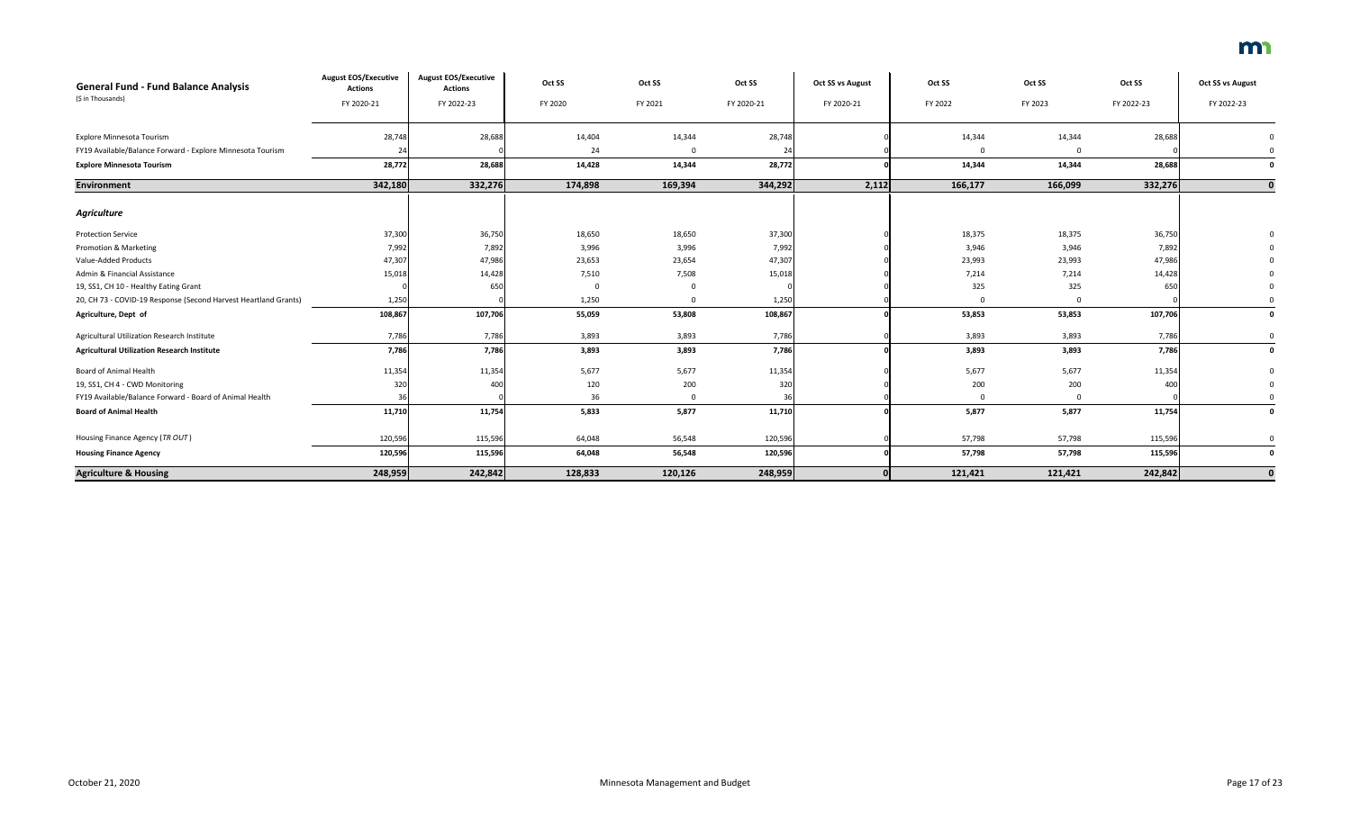| General Fund - Fund Balance Analysis<br>($ in Thousands) | August EOS/Executive Actions<br>FY 2020-21 | August EOS/Executive Actions<br>FY 2022-23 | Oct SS<br>FY 2020 | Oct SS<br>FY 2021 | Oct SS<br>FY 2020-21 | Oct SS vs August<br>FY 2020-21 | Oct SS<br>FY 2022 | Oct SS<br>FY 2023 | Oct SS<br>FY 2022-23 | Oct SS vs August<br>FY 2022-23 |
|---|---|---|---|---|---|---|---|---|---|---|
| Explore Minnesota Tourism | 28,748 | 28,688 | 14,404 | 14,344 | 28,748 | 0 | 14,344 | 14,344 | 28,688 | 0 |
| FY19 Available/Balance Forward - Explore Minnesota Tourism | 24 | 0 | 24 | 0 | 24 | 0 | 0 | 0 | 0 | 0 |
| **Explore Minnesota Tourism** | **28,772** | **28,688** | **14,428** | **14,344** | **28,772** | **0** | **14,344** | **14,344** | **28,688** | **0** |
| **Environment** | **342,180** | **332,276** | **174,898** | **169,394** | **344,292** | **2,112** | **166,177** | **166,099** | **332,276** | **0** |
| ***Agriculture*** | | | | | | | | | | |
| Protection Service | 37,300 | 36,750 | 18,650 | 18,650 | 37,300 | 0 | 18,375 | 18,375 | 36,750 | 0 |
| Promotion & Marketing | 7,992 | 7,892 | 3,996 | 3,996 | 7,992 | 0 | 3,946 | 3,946 | 7,892 | 0 |
| Value-Added Products | 47,307 | 47,986 | 23,653 | 23,654 | 47,307 | 0 | 23,993 | 23,993 | 47,986 | 0 |
| Admin & Financial Assistance | 15,018 | 14,428 | 7,510 | 7,508 | 15,018 | 0 | 7,214 | 7,214 | 14,428 | 0 |
| 19, SS1, CH 10 - Healthy Eating Grant | 0 | 650 | 0 | 0 | 0 | 0 | 325 | 325 | 650 | 0 |
| 20, CH 73 - COVID-19 Response (Second Harvest Heartland Grants) | 1,250 | 0 | 1,250 | 0 | 1,250 | 0 | 0 | 0 | 0 | 0 |
| **Agriculture, Dept of** | **108,867** | **107,706** | **55,059** | **53,808** | **108,867** | **0** | **53,853** | **53,853** | **107,706** | **0** |
| Agricultural Utilization Research Institute | 7,786 | 7,786 | 3,893 | 3,893 | 7,786 | 0 | 3,893 | 3,893 | 7,786 | 0 |
| **Agricultural Utilization Research Institute** | **7,786** | **7,786** | **3,893** | **3,893** | **7,786** | **0** | **3,893** | **3,893** | **7,786** | **0** |
| Board of Animal Health | 11,354 | 11,354 | 5,677 | 5,677 | 11,354 | 0 | 5,677 | 5,677 | 11,354 | 0 |
| 19, SS1, CH 4 - CWD Monitoring | 320 | 400 | 120 | 200 | 320 | 0 | 200 | 200 | 400 | 0 |
| FY19 Available/Balance Forward - Board of Animal Health | 36 | 0 | 36 | 0 | 36 | 0 | 0 | 0 | 0 | 0 |
| **Board of Animal Health** | **11,710** | **11,754** | **5,833** | **5,877** | **11,710** | **0** | **5,877** | **5,877** | **11,754** | **0** |
| Housing Finance Agency (*TR OUT*) | 120,596 | 115,596 | 64,048 | 56,548 | 120,596 | 0 | 57,798 | 57,798 | 115,596 | 0 |
| **Housing Finance Agency** | **120,596** | **115,596** | **64,048** | **56,548** | **120,596** | **0** | **57,798** | **57,798** | **115,596** | **0** |
| **Agriculture & Housing** | **248,959** | **242,842** | **128,833** | **120,126** | **248,959** | **0** | **121,421** | **121,421** | **242,842** | **0** |

October 21, 2020 — Minnesota Management and Budget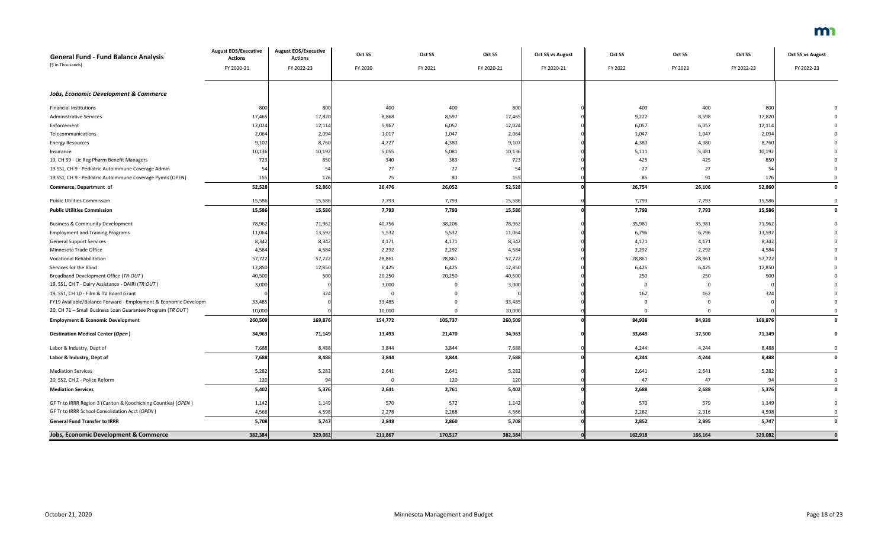| General Fund - Fund Balance Analysis<br>($ in Thousands) | August EOS/Executive Actions<br>FY 2020-21 | August EOS/Executive Actions<br>FY 2022-23 | Oct SS<br>FY 2020 | Oct SS<br>FY 2021 | Oct SS<br>FY 2020-21 | Oct SS vs August<br>FY 2020-21 | Oct SS<br>FY 2022 | Oct SS<br>FY 2023 | Oct SS<br>FY 2022-23 | Oct SS vs August<br>FY 2022-23 |
|---|---|---|---|---|---|---|---|---|---|---|
| ***Jobs, Economic Development & Commerce*** | | | | | | | | | | |
| Financial Institutions | 800 | 800 | 400 | 400 | 800 | 0 | 400 | 400 | 800 | 0 |
| Administrative Services | 17,465 | 17,820 | 8,868 | 8,597 | 17,465 | 0 | 9,222 | 8,598 | 17,820 | 0 |
| Enforcement | 12,024 | 12,114 | 5,967 | 6,057 | 12,024 | 0 | 6,057 | 6,057 | 12,114 | 0 |
| Telecommunications | 2,064 | 2,094 | 1,017 | 1,047 | 2,064 | 0 | 1,047 | 1,047 | 2,094 | 0 |
| Energy Resources | 9,107 | 8,760 | 4,727 | 4,380 | 9,107 | 0 | 4,380 | 4,380 | 8,760 | 0 |
| Insurance | 10,136 | 10,192 | 5,055 | 5,081 | 10,136 | 0 | 5,111 | 5,081 | 10,192 | 0 |
| 19, CH 39 - Lic Reg Pharm Benefit Managers | 723 | 850 | 340 | 383 | 723 | 0 | 425 | 425 | 850 | 0 |
| 19 SS1, CH 9 - Pediatric Autoimmune Coverage Admin | 54 | 54 | 27 | 27 | 54 | 0 | 27 | 27 | 54 | 0 |
| 19 SS1, CH 9 - Pediatric Autoimmune Coverage Pymts (OPEN) | 155 | 176 | 75 | 80 | 155 | 0 | 85 | 91 | 176 | 0 |
| **Commerce, Department of** | **52,528** | **52,860** | **26,476** | **26,052** | **52,528** | **0** | **26,754** | **26,106** | **52,860** | **0** |
| Public Utilities Commission | 15,586 | 15,586 | 7,793 | 7,793 | 15,586 | 0 | 7,793 | 7,793 | 15,586 | 0 |
| **Public Utilities Commission** | **15,586** | **15,586** | **7,793** | **7,793** | **15,586** | **0** | **7,793** | **7,793** | **15,586** | **0** |
| Business & Community Development | 78,962 | 71,962 | 40,756 | 38,206 | 78,962 | 0 | 35,981 | 35,981 | 71,962 | 0 |
| Employment and Training Programs | 11,064 | 13,592 | 5,532 | 5,532 | 11,064 | 0 | 6,796 | 6,796 | 13,592 | 0 |
| General Support Services | 8,342 | 8,342 | 4,171 | 4,171 | 8,342 | 0 | 4,171 | 4,171 | 8,342 | 0 |
| Minnesota Trade Office | 4,584 | 4,584 | 2,292 | 2,292 | 4,584 | 0 | 2,292 | 2,292 | 4,584 | 0 |
| Vocational Rehabilitation | 57,722 | 57,722 | 28,861 | 28,861 | 57,722 | 0 | 28,861 | 28,861 | 57,722 | 0 |
| Services for the Blind | 12,850 | 12,850 | 6,425 | 6,425 | 12,850 | 0 | 6,425 | 6,425 | 12,850 | 0 |
| Broadband Development Office (*TR-OUT*) | 40,500 | 500 | 20,250 | 20,250 | 40,500 | 0 | 250 | 250 | 500 | 0 |
| 19, SS1, CH 7 - Dairy Assistance - DAIRI (*TR OUT*) | 3,000 | 0 | 3,000 | 0 | 3,000 | 0 | 0 | 0 | 0 | 0 |
| 19, SS1, CH 10 - Film & TV Board Grant | 0 | 324 | 0 | 0 | 0 | 0 | 162 | 162 | 324 | 0 |
| FY19 Available/Balance Forward - Employment & Economic Developm | 33,485 | 0 | 33,485 | 0 | 33,485 | 0 | 0 | 0 | 0 | 0 |
| 20, CH 71 – Small Business Loan Guarantee Program (*TR OUT*) | 10,000 | 0 | 10,000 | 0 | 10,000 | 0 | 0 | 0 | 0 | 0 |
| **Employment & Economic Development** | **260,509** | **169,876** | **154,772** | **105,737** | **260,509** | **0** | **84,938** | **84,938** | **169,876** | **0** |
| **Destination Medical Center (*Open*)** | **34,963** | **71,149** | **13,493** | **21,470** | **34,963** | **0** | **33,649** | **37,500** | **71,149** | **0** |
| Labor & Industry, Dept of | 7,688 | 8,488 | 3,844 | 3,844 | 7,688 | 0 | 4,244 | 4,244 | 8,488 | 0 |
| **Labor & Industry, Dept of** | **7,688** | **8,488** | **3,844** | **3,844** | **7,688** | **0** | **4,244** | **4,244** | **8,488** | **0** |
| Mediation Services | 5,282 | 5,282 | 2,641 | 2,641 | 5,282 | 0 | 2,641 | 2,641 | 5,282 | 0 |
| 20, SS2, CH 2 - Police Reform | 120 | 94 | 0 | 120 | 120 | 0 | 47 | 47 | 94 | 0 |
| **Mediation Services** | **5,402** | **5,376** | **2,641** | **2,761** | **5,402** | **0** | **2,688** | **2,688** | **5,376** | **0** |
| GF Tr to IRRR Region 3 (Carlton & Koochiching Counties) (*OPEN*) | 1,142 | 1,149 | 570 | 572 | 1,142 | 0 | 570 | 579 | 1,149 | 0 |
| GF Tr to IRRR School Consolidation Acct (*OPEN*) | 4,566 | 4,598 | 2,278 | 2,288 | 4,566 | 0 | 2,282 | 2,316 | 4,598 | 0 |
| **General Fund Transfer to IRRR** | **5,708** | **5,747** | **2,848** | **2,860** | **5,708** | **0** | **2,852** | **2,895** | **5,747** | **0** |
| **Jobs, Economic Development & Commerce** | **382,384** | **329,082** | **211,867** | **170,517** | **382,384** | **0** | **162,918** | **166,164** | **329,082** | **0** |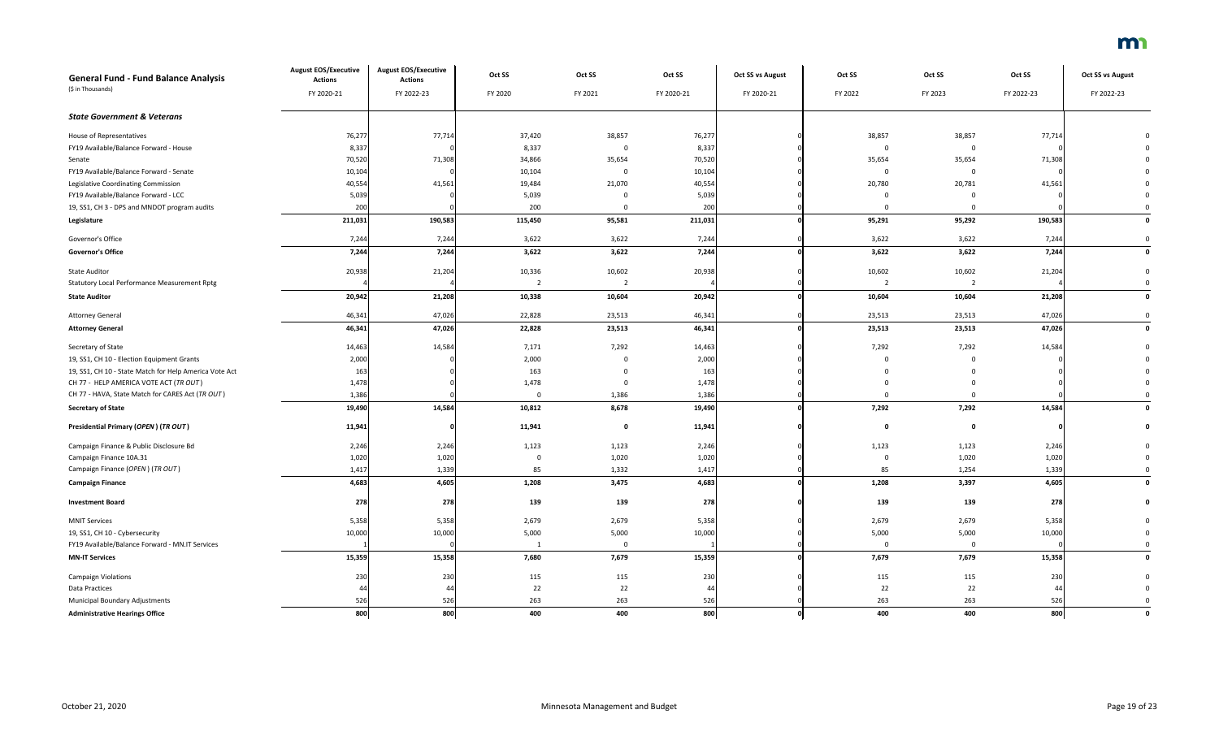| General Fund - Fund Balance Analysis<br>($ in Thousands) | August EOS/Executive Actions<br>FY 2020-21 | August EOS/Executive Actions<br>FY 2022-23 | Oct SS<br>FY 2020 | Oct SS<br>FY 2021 | Oct SS<br>FY 2020-21 | Oct SS vs August<br>FY 2020-21 | Oct SS<br>FY 2022 | Oct SS<br>FY 2023 | Oct SS<br>FY 2022-23 | Oct SS vs August<br>FY 2022-23 |
|---|---|---|---|---|---|---|---|---|---|---|
| ***State Government & Veterans*** | | | | | | | | | | |
| House of Representatives | 76,277 | 77,714 | 37,420 | 38,857 | 76,277 | 0 | 38,857 | 38,857 | 77,714 | 0 |
| FY19 Available/Balance Forward - House | 8,337 | 0 | 8,337 | 0 | 8,337 | 0 | 0 | 0 | 0 | 0 |
| Senate | 70,520 | 71,308 | 34,866 | 35,654 | 70,520 | 0 | 35,654 | 35,654 | 71,308 | 0 |
| FY19 Available/Balance Forward - Senate | 10,104 | 0 | 10,104 | 0 | 10,104 | 0 | 0 | 0 | 0 | 0 |
| Legislative Coordinating Commission | 40,554 | 41,561 | 19,484 | 21,070 | 40,554 | 0 | 20,780 | 20,781 | 41,561 | 0 |
| FY19 Available/Balance Forward - LCC | 5,039 | 0 | 5,039 | 0 | 5,039 | 0 | 0 | 0 | 0 | 0 |
| 19, SS1, CH 3 - DPS and MNDOT program audits | 200 | 0 | 200 | 0 | 200 | 0 | 0 | 0 | 0 | 0 |
| **Legislature** | **211,031** | **190,583** | **115,450** | **95,581** | **211,031** | **0** | **95,291** | **95,292** | **190,583** | **0** |
| Governor's Office | 7,244 | 7,244 | 3,622 | 3,622 | 7,244 | 0 | 3,622 | 3,622 | 7,244 | 0 |
| **Governor's Office** | **7,244** | **7,244** | **3,622** | **3,622** | **7,244** | **0** | **3,622** | **3,622** | **7,244** | **0** |
| State Auditor | 20,938 | 21,204 | 10,336 | 10,602 | 20,938 | 0 | 10,602 | 10,602 | 21,204 | 0 |
| Statutory Local Performance Measurement Rptg | 4 | 4 | 2 | 2 | 4 | 0 | 2 | 2 | 4 | 0 |
| **State Auditor** | **20,942** | **21,208** | **10,338** | **10,604** | **20,942** | **0** | **10,604** | **10,604** | **21,208** | **0** |
| Attorney General | 46,341 | 47,026 | 22,828 | 23,513 | 46,341 | 0 | 23,513 | 23,513 | 47,026 | 0 |
| **Attorney General** | **46,341** | **47,026** | **22,828** | **23,513** | **46,341** | **0** | **23,513** | **23,513** | **47,026** | **0** |
| Secretary of State | 14,463 | 14,584 | 7,171 | 7,292 | 14,463 | 0 | 7,292 | 7,292 | 14,584 | 0 |
| 19, SS1, CH 10 - Election Equipment Grants | 2,000 | 0 | 2,000 | 0 | 2,000 | 0 | 0 | 0 | 0 | 0 |
| 19, SS1, CH 10 - State Match for Help America Vote Act | 163 | 0 | 163 | 0 | 163 | 0 | 0 | 0 | 0 | 0 |
| CH 77 - HELP AMERICA VOTE ACT (*TR OUT*) | 1,478 | 0 | 1,478 | 0 | 1,478 | 0 | 0 | 0 | 0 | 0 |
| CH 77 - HAVA, State Match for CARES Act (*TR OUT*) | 1,386 | 0 | 0 | 1,386 | 1,386 | 0 | 0 | 0 | 0 | 0 |
| **Secretary of State** | **19,490** | **14,584** | **10,812** | **8,678** | **19,490** | **0** | **7,292** | **7,292** | **14,584** | **0** |
| **Presidential Primary (*OPEN*) (*TR OUT*)** | **11,941** | **0** | **11,941** | **0** | **11,941** | **0** | **0** | **0** | **0** | **0** |
| Campaign Finance & Public Disclosure Bd | 2,246 | 2,246 | 1,123 | 1,123 | 2,246 | 0 | 1,123 | 1,123 | 2,246 | 0 |
| Campaign Finance 10A.31 | 1,020 | 1,020 | 0 | 1,020 | 1,020 | 0 | 0 | 1,020 | 1,020 | 0 |
| Campaign Finance (*OPEN*) (*TR OUT*) | 1,417 | 1,339 | 85 | 1,332 | 1,417 | 0 | 85 | 1,254 | 1,339 | 0 |
| **Campaign Finance** | **4,683** | **4,605** | **1,208** | **3,475** | **4,683** | **0** | **1,208** | **3,397** | **4,605** | **0** |
| **Investment Board** | **278** | **278** | **139** | **139** | **278** | **0** | **139** | **139** | **278** | **0** |
| MNIT Services | 5,358 | 5,358 | 2,679 | 2,679 | 5,358 | 0 | 2,679 | 2,679 | 5,358 | 0 |
| 19, SS1, CH 10 - Cybersecurity | 10,000 | 10,000 | 5,000 | 5,000 | 10,000 | 0 | 5,000 | 5,000 | 10,000 | 0 |
| FY19 Available/Balance Forward - MN.IT Services | 1 | 0 | 1 | 0 | 1 | 0 | 0 | 0 | 0 | 0 |
| **MN-IT Services** | **15,359** | **15,358** | **7,680** | **7,679** | **15,359** | **0** | **7,679** | **7,679** | **15,358** | **0** |
| Campaign Violations | 230 | 230 | 115 | 115 | 230 | 0 | 115 | 115 | 230 | 0 |
| Data Practices | 44 | 44 | 22 | 22 | 44 | 0 | 22 | 22 | 44 | 0 |
| Municipal Boundary Adjustments | 526 | 526 | 263 | 263 | 526 | 0 | 263 | 263 | 526 | 0 |
| **Administrative Hearings Office** | **800** | **800** | **400** | **400** | **800** | **0** | **400** | **400** | **800** | **0** |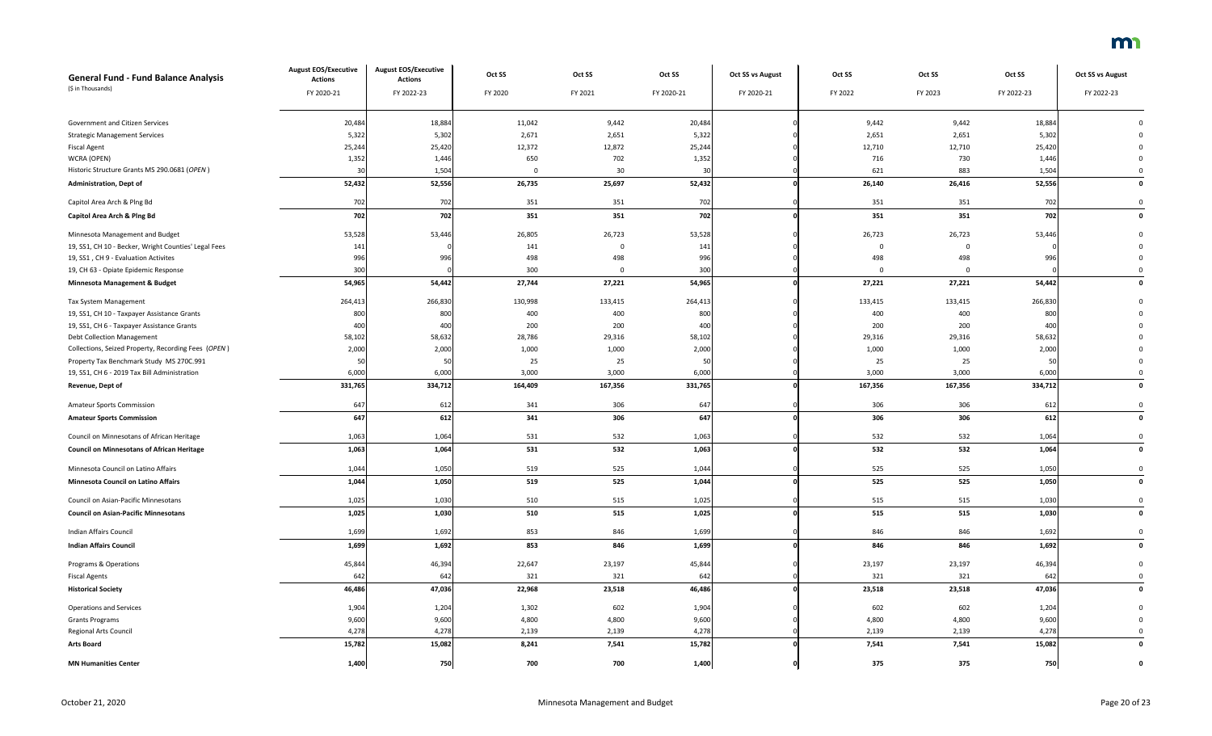| General Fund - Fund Balance Analysis<br>($ in Thousands) | August EOS/Executive Actions<br>FY 2020-21 | August EOS/Executive Actions<br>FY 2022-23 | Oct SS<br>FY 2020 | Oct SS<br>FY 2021 | Oct SS<br>FY 2020-21 | Oct SS vs August<br>FY 2020-21 | Oct SS<br>FY 2022 | Oct SS<br>FY 2023 | Oct SS<br>FY 2022-23 | Oct SS vs August<br>FY 2022-23 |
|---|---|---|---|---|---|---|---|---|---|---|
| Government and Citizen Services | 20,484 | 18,884 | 11,042 | 9,442 | 20,484 | 0 | 9,442 | 9,442 | 18,884 | 0 |
| Strategic Management Services | 5,322 | 5,302 | 2,671 | 2,651 | 5,322 | 0 | 2,651 | 2,651 | 5,302 | 0 |
| Fiscal Agent | 25,244 | 25,420 | 12,372 | 12,872 | 25,244 | 0 | 12,710 | 12,710 | 25,420 | 0 |
| WCRA (OPEN) | 1,352 | 1,446 | 650 | 702 | 1,352 | 0 | 716 | 730 | 1,446 | 0 |
| Historic Structure Grants MS 290.0681 (*OPEN*) | 30 | 1,504 | 0 | 30 | 30 | 0 | 621 | 883 | 1,504 | 0 |
| **Administration, Dept of** | **52,432** | **52,556** | **26,735** | **25,697** | **52,432** | **0** | **26,140** | **26,416** | **52,556** | **0** |
| Capitol Area Arch & Plng Bd | 702 | 702 | 351 | 351 | 702 | 0 | 351 | 351 | 702 | 0 |
| **Capitol Area Arch & Plng Bd** | **702** | **702** | **351** | **351** | **702** | **0** | **351** | **351** | **702** | **0** |
| Minnesota Management and Budget | 53,528 | 53,446 | 26,805 | 26,723 | 53,528 | 0 | 26,723 | 26,723 | 53,446 | 0 |
| 19, SS1, CH 10 - Becker, Wright Counties' Legal Fees | 141 | 0 | 141 | 0 | 141 | 0 | 0 | 0 | 0 | 0 |
| 19, SS1 , CH 9 - Evaluation Activites | 996 | 996 | 498 | 498 | 996 | 0 | 498 | 498 | 996 | 0 |
| 19, CH 63 - Opiate Epidemic Response | 300 | 0 | 300 | 0 | 300 | 0 | 0 | 0 | 0 | 0 |
| **Minnesota Management & Budget** | **54,965** | **54,442** | **27,744** | **27,221** | **54,965** | **0** | **27,221** | **27,221** | **54,442** | **0** |
| Tax System Management | 264,413 | 266,830 | 130,998 | 133,415 | 264,413 | 0 | 133,415 | 133,415 | 266,830 | 0 |
| 19, SS1, CH 10 - Taxpayer Assistance Grants | 800 | 800 | 400 | 400 | 800 | 0 | 400 | 400 | 800 | 0 |
| 19, SS1, CH 6 - Taxpayer Assistance Grants | 400 | 400 | 200 | 200 | 400 | 0 | 200 | 200 | 400 | 0 |
| Debt Collection Management | 58,102 | 58,632 | 28,786 | 29,316 | 58,102 | 0 | 29,316 | 29,316 | 58,632 | 0 |
| Collections, Seized Property, Recording Fees (*OPEN*) | 2,000 | 2,000 | 1,000 | 1,000 | 2,000 | 0 | 1,000 | 1,000 | 2,000 | 0 |
| Property Tax Benchmark Study MS 270C.991 | 50 | 50 | 25 | 25 | 50 | 0 | 25 | 25 | 50 | 0 |
| 19, SS1, CH 6 - 2019 Tax Bill Administration | 6,000 | 6,000 | 3,000 | 3,000 | 6,000 | 0 | 3,000 | 3,000 | 6,000 | 0 |
| **Revenue, Dept of** | **331,765** | **334,712** | **164,409** | **167,356** | **331,765** | **0** | **167,356** | **167,356** | **334,712** | **0** |
| Amateur Sports Commission | 647 | 612 | 341 | 306 | 647 | 0 | 306 | 306 | 612 | 0 |
| **Amateur Sports Commission** | **647** | **612** | **341** | **306** | **647** | **0** | **306** | **306** | **612** | **0** |
| Council on Minnesotans of African Heritage | 1,063 | 1,064 | 531 | 532 | 1,063 | 0 | 532 | 532 | 1,064 | 0 |
| **Council on Minnesotans of African Heritage** | **1,063** | **1,064** | **531** | **532** | **1,063** | **0** | **532** | **532** | **1,064** | **0** |
| Minnesota Council on Latino Affairs | 1,044 | 1,050 | 519 | 525 | 1,044 | 0 | 525 | 525 | 1,050 | 0 |
| **Minnesota Council on Latino Affairs** | **1,044** | **1,050** | **519** | **525** | **1,044** | **0** | **525** | **525** | **1,050** | **0** |
| Council on Asian-Pacific Minnesotans | 1,025 | 1,030 | 510 | 515 | 1,025 | 0 | 515 | 515 | 1,030 | 0 |
| **Council on Asian-Pacific Minnesotans** | **1,025** | **1,030** | **510** | **515** | **1,025** | **0** | **515** | **515** | **1,030** | **0** |
| Indian Affairs Council | 1,699 | 1,692 | 853 | 846 | 1,699 | 0 | 846 | 846 | 1,692 | 0 |
| **Indian Affairs Council** | **1,699** | **1,692** | **853** | **846** | **1,699** | **0** | **846** | **846** | **1,692** | **0** |
| Programs & Operations | 45,844 | 46,394 | 22,647 | 23,197 | 45,844 | 0 | 23,197 | 23,197 | 46,394 | 0 |
| Fiscal Agents | 642 | 642 | 321 | 321 | 642 | 0 | 321 | 321 | 642 | 0 |
| **Historical Society** | **46,486** | **47,036** | **22,968** | **23,518** | **46,486** | **0** | **23,518** | **23,518** | **47,036** | **0** |
| Operations and Services | 1,904 | 1,204 | 1,302 | 602 | 1,904 | 0 | 602 | 602 | 1,204 | 0 |
| Grants Programs | 9,600 | 9,600 | 4,800 | 4,800 | 9,600 | 0 | 4,800 | 4,800 | 9,600 | 0 |
| Regional Arts Council | 4,278 | 4,278 | 2,139 | 2,139 | 4,278 | 0 | 2,139 | 2,139 | 4,278 | 0 |
| **Arts Board** | **15,782** | **15,082** | **8,241** | **7,541** | **15,782** | **0** | **7,541** | **7,541** | **15,082** | **0** |
| **MN Humanities Center** | **1,400** | **750** | **700** | **700** | **1,400** | **0** | **375** | **375** | **750** | **0** |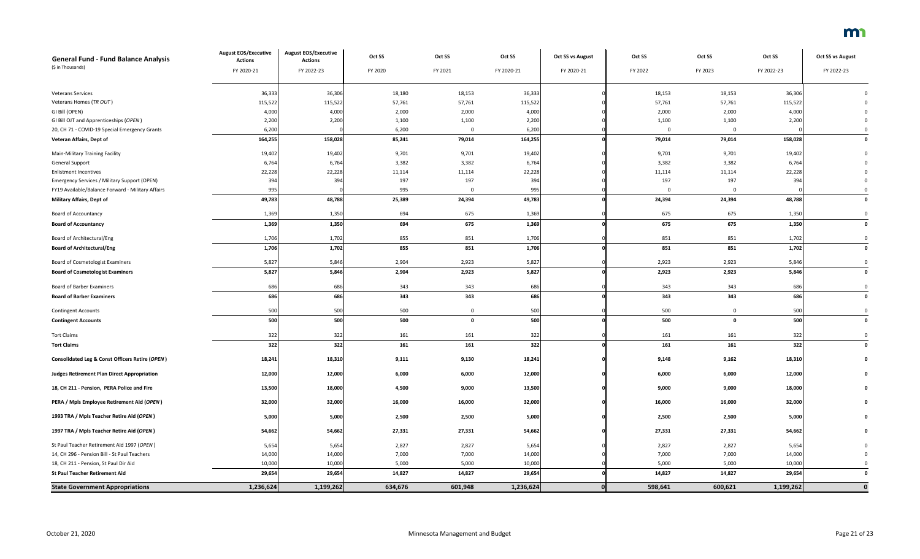| General Fund - Fund Balance Analysis<br>($ in Thousands) | August EOS/Executive Actions<br>FY 2020-21 | August EOS/Executive Actions<br>FY 2022-23 | Oct SS<br>FY 2020 | Oct SS<br>FY 2021 | Oct SS<br>FY 2020-21 | Oct SS vs August<br>FY 2020-21 | Oct SS<br>FY 2022 | Oct SS<br>FY 2023 | Oct SS<br>FY 2022-23 | Oct SS vs August<br>FY 2022-23 |
|---|---|---|---|---|---|---|---|---|---|---|
| Veterans Services | 36,333 | 36,306 | 18,180 | 18,153 | 36,333 | 0 | 18,153 | 18,153 | 36,306 | 0 |
| Veterans Homes (*TR OUT*) | 115,522 | 115,522 | 57,761 | 57,761 | 115,522 | 0 | 57,761 | 57,761 | 115,522 | 0 |
| GI Bill (OPEN) | 4,000 | 4,000 | 2,000 | 2,000 | 4,000 | 0 | 2,000 | 2,000 | 4,000 | 0 |
| GI Bill OJT and Apprenticeships (*OPEN*) | 2,200 | 2,200 | 1,100 | 1,100 | 2,200 | 0 | 1,100 | 1,100 | 2,200 | 0 |
| 20, CH 71 - COVID-19 Special Emergency Grants | 6,200 | 0 | 6,200 | 0 | 6,200 | 0 | 0 | 0 | 0 | 0 |
| **Veteran Affairs, Dept of** | **164,255** | **158,028** | **85,241** | **79,014** | **164,255** | **0** | **79,014** | **79,014** | **158,028** | **0** |
| Main-Military Training Facility | 19,402 | 19,402 | 9,701 | 9,701 | 19,402 | 0 | 9,701 | 9,701 | 19,402 | 0 |
| General Support | 6,764 | 6,764 | 3,382 | 3,382 | 6,764 | 0 | 3,382 | 3,382 | 6,764 | 0 |
| Enlistment Incentives | 22,228 | 22,228 | 11,114 | 11,114 | 22,228 | 0 | 11,114 | 11,114 | 22,228 | 0 |
| Emergency Services / Military Support (OPEN) | 394 | 394 | 197 | 197 | 394 | 0 | 197 | 197 | 394 | 0 |
| FY19 Available/Balance Forward - Military Affairs | 995 | 0 | 995 | 0 | 995 | 0 | 0 | 0 | 0 | 0 |
| **Military Affairs, Dept of** | **49,783** | **48,788** | **25,389** | **24,394** | **49,783** | **0** | **24,394** | **24,394** | **48,788** | **0** |
| Board of Accountancy | 1,369 | 1,350 | 694 | 675 | 1,369 | 0 | 675 | 675 | 1,350 | 0 |
| **Board of Accountancy** | **1,369** | **1,350** | **694** | **675** | **1,369** | **0** | **675** | **675** | **1,350** | **0** |
| Board of Architectural/Eng | 1,706 | 1,702 | 855 | 851 | 1,706 | 0 | 851 | 851 | 1,702 | 0 |
| **Board of Architectural/Eng** | **1,706** | **1,702** | **855** | **851** | **1,706** | **0** | **851** | **851** | **1,702** | **0** |
| Board of Cosmetologist Examiners | 5,827 | 5,846 | 2,904 | 2,923 | 5,827 | 0 | 2,923 | 2,923 | 5,846 | 0 |
| **Board of Cosmetologist Examiners** | **5,827** | **5,846** | **2,904** | **2,923** | **5,827** | **0** | **2,923** | **2,923** | **5,846** | **0** |
| Board of Barber Examiners | 686 | 686 | 343 | 343 | 686 | 0 | 343 | 343 | 686 | 0 |
| **Board of Barber Examiners** | **686** | **686** | **343** | **343** | **686** | **0** | **343** | **343** | **686** | **0** |
| Contingent Accounts | 500 | 500 | 500 | 0 | 500 | 0 | 500 | 0 | 500 | 0 |
| **Contingent Accounts** | **500** | **500** | **500** | **0** | **500** | **0** | **500** | **0** | **500** | **0** |
| Tort Claims | 322 | 322 | 161 | 161 | 322 | 0 | 161 | 161 | 322 | 0 |
| **Tort Claims** | **322** | **322** | **161** | **161** | **322** | **0** | **161** | **161** | **322** | **0** |
| **Consolidated Leg & Const Officers Retire (*OPEN*)** | **18,241** | **18,310** | **9,111** | **9,130** | **18,241** | **0** | **9,148** | **9,162** | **18,310** | **0** |
| **Judges Retirement Plan Direct Appropriation** | **12,000** | **12,000** | **6,000** | **6,000** | **12,000** | **0** | **6,000** | **6,000** | **12,000** | **0** |
| **18, CH 211 - Pension, PERA Police and Fire** | **13,500** | **18,000** | **4,500** | **9,000** | **13,500** | **0** | **9,000** | **9,000** | **18,000** | **0** |
| **PERA / Mpls Employee Retirement Aid (*OPEN*)** | **32,000** | **32,000** | **16,000** | **16,000** | **32,000** | **0** | **16,000** | **16,000** | **32,000** | **0** |
| **1993 TRA / Mpls Teacher Retire Aid (*OPEN*)** | **5,000** | **5,000** | **2,500** | **2,500** | **5,000** | **0** | **2,500** | **2,500** | **5,000** | **0** |
| **1997 TRA / Mpls Teacher Retire Aid (*OPEN*)** | **54,662** | **54,662** | **27,331** | **27,331** | **54,662** | **0** | **27,331** | **27,331** | **54,662** | **0** |
| St Paul Teacher Retirement Aid 1997 (*OPEN*) | 5,654 | 5,654 | 2,827 | 2,827 | 5,654 | 0 | 2,827 | 2,827 | 5,654 | 0 |
| 14, CH 296 - Pension Bill - St Paul Teachers | 14,000 | 14,000 | 7,000 | 7,000 | 14,000 | 0 | 7,000 | 7,000 | 14,000 | 0 |
| 18, CH 211 - Pension, St Paul Dir Aid | 10,000 | 10,000 | 5,000 | 5,000 | 10,000 | 0 | 5,000 | 5,000 | 10,000 | 0 |
| **St Paul Teacher Retirement Aid** | **29,654** | **29,654** | **14,827** | **14,827** | **29,654** | **0** | **14,827** | **14,827** | **29,654** | **0** |
| **State Government Appropriations** | **1,236,624** | **1,199,262** | **634,676** | **601,948** | **1,236,624** | **0** | **598,641** | **600,621** | **1,199,262** | **0** |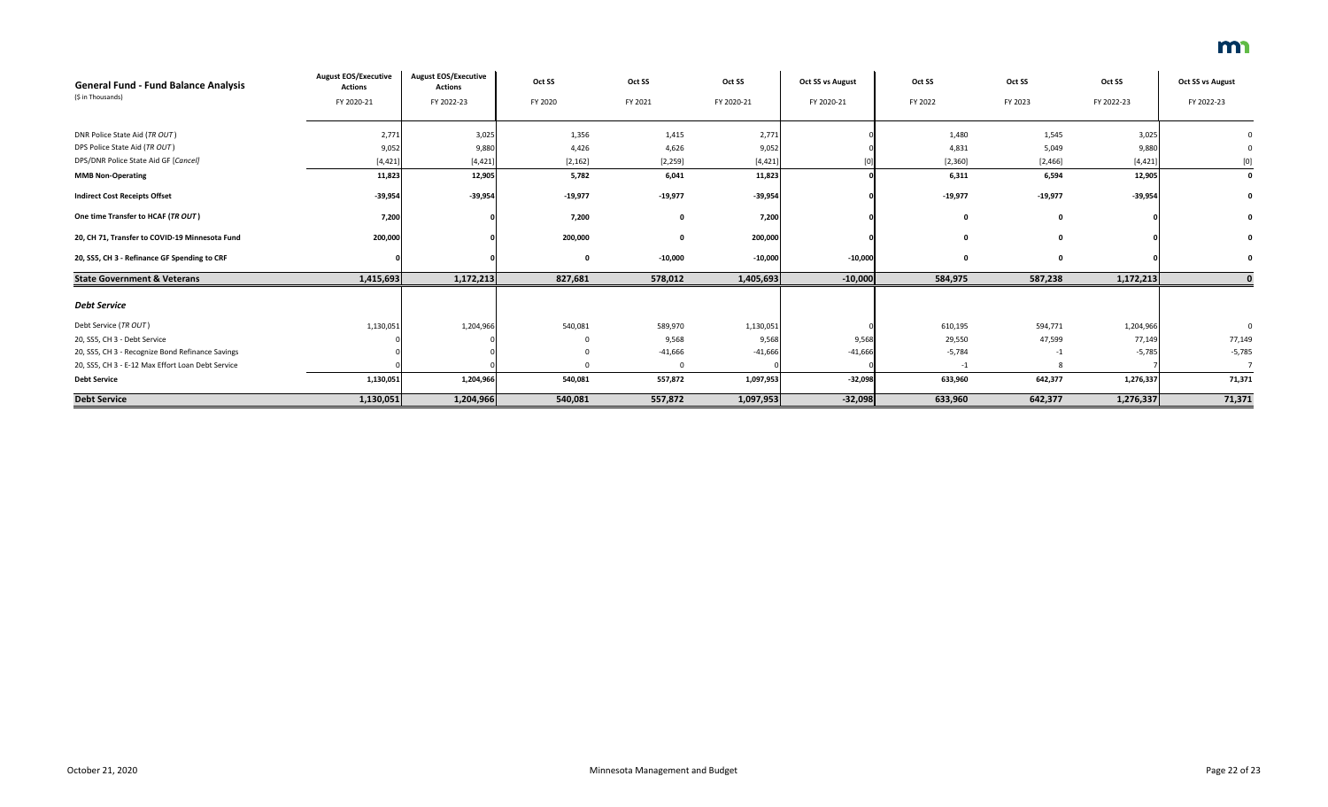| **General Fund - Fund Balance Analysis** ($ in Thousands) | **August EOS/Executive Actions** FY 2020-21 | **August EOS/Executive Actions** FY 2022-23 | **Oct SS** FY 2020 | **Oct SS** FY 2021 | **Oct SS** FY 2020-21 | **Oct SS vs August** FY 2020-21 | **Oct SS** FY 2022 | **Oct SS** FY 2023 | **Oct SS** FY 2022-23 | **Oct SS vs August** FY 2022-23 |
|---|---|---|---|---|---|---|---|---|---|---|
| DNR Police State Aid (*TR OUT*) | 2,771 | 3,025 | 1,356 | 1,415 | 2,771 | 0 | 1,480 | 1,545 | 3,025 | 0 |
| DPS Police State Aid (*TR OUT*) | 9,052 | 9,880 | 4,426 | 4,626 | 9,052 | 0 | 4,831 | 5,049 | 9,880 | 0 |
| DPS/DNR Police State Aid GF [*Cancel*] | (4,421) | (4,421) | (2,162) | (2,259) | (4,421) | (0) | (2,360) | (2,466) | (4,421) | (0) |
| **MMB Non-Operating** | **11,823** | **12,905** | **5,782** | **6,041** | **11,823** | **0** | **6,311** | **6,594** | **12,905** | **0** |
| **Indirect Cost Receipts Offset** | **-39,954** | **-39,954** | **-19,977** | **-19,977** | **-39,954** | **0** | **-19,977** | **-19,977** | **-39,954** | **0** |
| **One time Transfer to HCAF (*TR OUT*)** | **7,200** | **0** | **7,200** | **0** | **7,200** | **0** | **0** | **0** | **0** | **0** |
| **20, CH 71, Transfer to COVID-19 Minnesota Fund** | **200,000** | **0** | **200,000** | **0** | **200,000** | **0** | **0** | **0** | **0** | **0** |
| **20, SS5, CH 3 - Refinance GF Spending to CRF** | **0** | **0** | **0** | **-10,000** | **-10,000** | **-10,000** | **0** | **0** | **0** | **0** |
| **State Government & Veterans** | **1,415,693** | **1,172,213** | **827,681** | **578,012** | **1,405,693** | **-10,000** | **584,975** | **587,238** | **1,172,213** | **0** |
| ***Debt Service*** | | | | | | | | | | |
| Debt Service (*TR OUT*) | 1,130,051 | 1,204,966 | 540,081 | 589,970 | 1,130,051 | 0 | 610,195 | 594,771 | 1,204,966 | 0 |
| 20, SS5, CH 3 - Debt Service | 0 | 0 | 0 | 9,568 | 9,568 | 9,568 | 29,550 | 47,599 | 77,149 | 77,149 |
| 20, SS5, CH 3 - Recognize Bond Refinance Savings | 0 | 0 | 0 | -41,666 | -41,666 | -41,666 | -5,784 | -1 | -5,785 | -5,785 |
| 20, SS5, CH 3 - E-12 Max Effort Loan Debt Service | 0 | 0 | 0 | 0 | 0 | 0 | -1 | 8 | 7 | 7 |
| **Debt Service** | **1,130,051** | **1,204,966** | **540,081** | **557,872** | **1,097,953** | **-32,098** | **633,960** | **642,377** | **1,276,337** | **71,371** |
| **Debt Service** | **1,130,051** | **1,204,966** | **540,081** | **557,872** | **1,097,953** | **-32,098** | **633,960** | **642,377** | **1,276,337** | **71,371** |

October 21, 2020 — Minnesota Management and Budget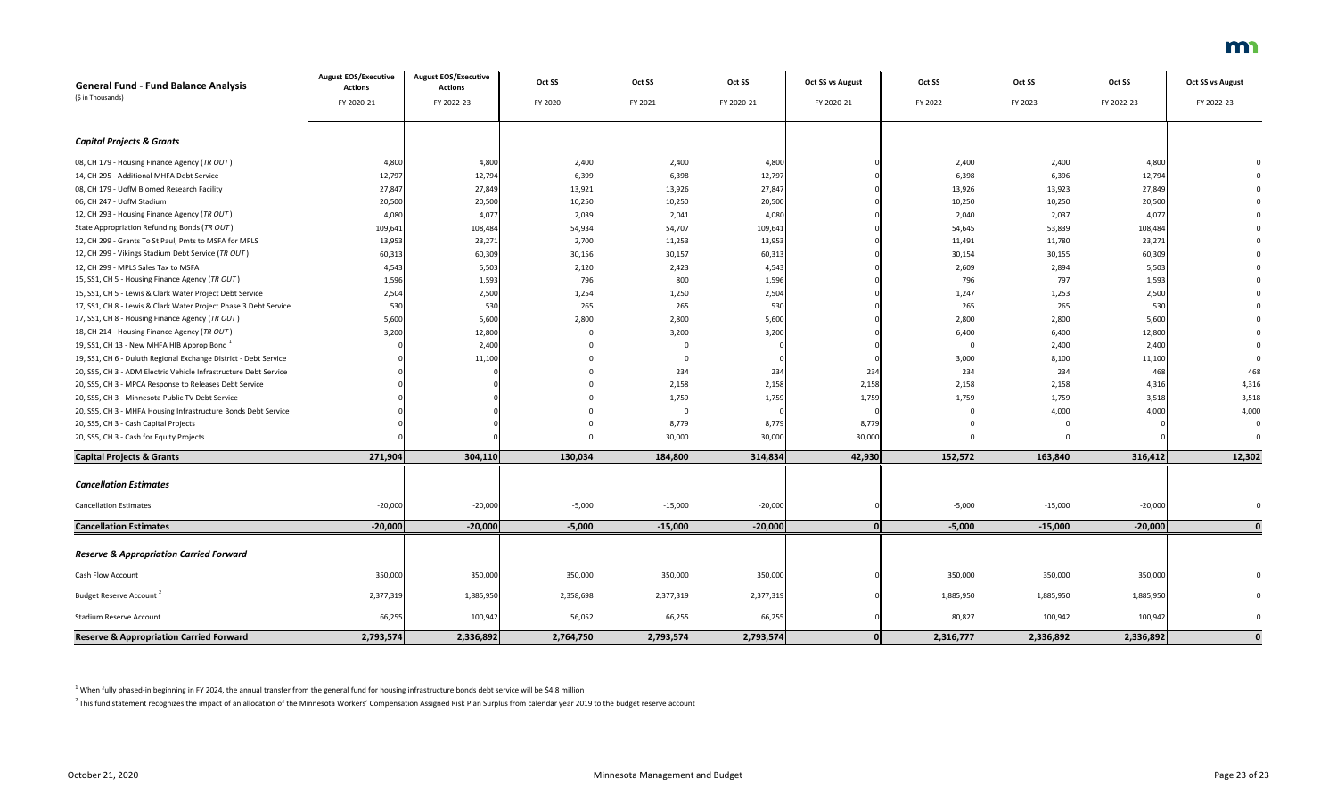| General Fund - Fund Balance Analysis<br>($ in Thousands) | August EOS/Executive Actions<br>FY 2020-21 | August EOS/Executive Actions<br>FY 2022-23 | Oct SS<br>FY 2020 | Oct SS<br>FY 2021 | Oct SS<br>FY 2020-21 | Oct SS vs August<br>FY 2020-21 | Oct SS<br>FY 2022 | Oct SS<br>FY 2023 | Oct SS<br>FY 2022-23 | Oct SS vs August<br>FY 2022-23 |
|---|---|---|---|---|---|---|---|---|---|---|
| ***Capital Projects & Grants*** | | | | | | | | | | |
| 08, CH 179 - Housing Finance Agency (*TR OUT*) | 4,800 | 4,800 | 2,400 | 2,400 | 4,800 | 0 | 2,400 | 2,400 | 4,800 | 0 |
| 14, CH 295 - Additional MHFA Debt Service | 12,797 | 12,794 | 6,399 | 6,398 | 12,797 | 0 | 6,398 | 6,396 | 12,794 | 0 |
| 08, CH 179 - UofM Biomed Research Facility | 27,847 | 27,849 | 13,921 | 13,926 | 27,847 | 0 | 13,926 | 13,923 | 27,849 | 0 |
| 06, CH 247 - UofM Stadium | 20,500 | 20,500 | 10,250 | 10,250 | 20,500 | 0 | 10,250 | 10,250 | 20,500 | 0 |
| 12, CH 293 - Housing Finance Agency (*TR OUT*) | 4,080 | 4,077 | 2,039 | 2,041 | 4,080 | 0 | 2,040 | 2,037 | 4,077 | 0 |
| State Appropriation Refunding Bonds (*TR OUT*) | 109,641 | 108,484 | 54,934 | 54,707 | 109,641 | 0 | 54,645 | 53,839 | 108,484 | 0 |
| 12, CH 299 - Grants To St Paul, Pmts to MSFA for MPLS | 13,953 | 23,271 | 2,700 | 11,253 | 13,953 | 0 | 11,491 | 11,780 | 23,271 | 0 |
| 12, CH 299 - Vikings Stadium Debt Service (*TR OUT*) | 60,313 | 60,309 | 30,156 | 30,157 | 60,313 | 0 | 30,154 | 30,155 | 60,309 | 0 |
| 12, CH 299 - MPLS Sales Tax to MSFA | 4,543 | 5,503 | 2,120 | 2,423 | 4,543 | 0 | 2,609 | 2,894 | 5,503 | 0 |
| 15, SS1, CH 5 - Housing Finance Agency (*TR OUT*) | 1,596 | 1,593 | 796 | 800 | 1,596 | 0 | 796 | 797 | 1,593 | 0 |
| 15, SS1, CH 5 - Lewis & Clark Water Project Debt Service | 2,504 | 2,500 | 1,254 | 1,250 | 2,504 | 0 | 1,247 | 1,253 | 2,500 | 0 |
| 17, SS1, CH 8 - Lewis & Clark Water Project Phase 3 Debt Service | 530 | 530 | 265 | 265 | 530 | 0 | 265 | 265 | 530 | 0 |
| 17, SS1, CH 8 - Housing Finance Agency (*TR OUT*) | 5,600 | 5,600 | 2,800 | 2,800 | 5,600 | 0 | 2,800 | 2,800 | 5,600 | 0 |
| 18, CH 214 - Housing Finance Agency (*TR OUT*) | 3,200 | 12,800 | 0 | 3,200 | 3,200 | 0 | 6,400 | 6,400 | 12,800 | 0 |
| 19, SS1, CH 13 - New MHFA HIB Approp Bond [1] | 0 | 2,400 | 0 | 0 | 0 | 0 | 0 | 2,400 | 2,400 | 0 |
| 19, SS1, CH 6 - Duluth Regional Exchange District - Debt Service | 0 | 11,100 | 0 | 0 | 0 | 0 | 3,000 | 8,100 | 11,100 | 0 |
| 20, SS5, CH 3 - ADM Electric Vehicle Infrastructure Debt Service | 0 | 0 | 0 | 234 | 234 | 234 | 234 | 234 | 468 | 468 |
| 20, SS5, CH 3 - MPCA Response to Releases Debt Service | 0 | 0 | 0 | 2,158 | 2,158 | 2,158 | 2,158 | 2,158 | 4,316 | 4,316 |
| 20, SS5, CH 3 - Minnesota Public TV Debt Service | 0 | 0 | 0 | 1,759 | 1,759 | 1,759 | 1,759 | 1,759 | 3,518 | 3,518 |
| 20, SS5, CH 3 - MHFA Housing Infrastructure Bonds Debt Service | 0 | 0 | 0 | 0 | 0 | 0 | 0 | 4,000 | 4,000 | 4,000 |
| 20, SS5, CH 3 - Cash Capital Projects | 0 | 0 | 0 | 8,779 | 8,779 | 8,779 | 0 | 0 | 0 | 0 |
| 20, SS5, CH 3 - Cash for Equity Projects | 0 | 0 | 0 | 30,000 | 30,000 | 30,000 | 0 | 0 | 0 | 0 |
| **Capital Projects & Grants** | **271,904** | **304,110** | **130,034** | **184,800** | **314,834** | **42,930** | **152,572** | **163,840** | **316,412** | **12,302** |
| ***Cancellation Estimates*** | | | | | | | | | | |
| Cancellation Estimates | -20,000 | -20,000 | -5,000 | -15,000 | -20,000 | 0 | -5,000 | -15,000 | -20,000 | 0 |
| **Cancellation Estimates** | **-20,000** | **-20,000** | **-5,000** | **-15,000** | **-20,000** | **0** | **-5,000** | **-15,000** | **-20,000** | **0** |
| ***Reserve & Appropriation Carried Forward*** | | | | | | | | | | |
| Cash Flow Account | 350,000 | 350,000 | 350,000 | 350,000 | 350,000 | 0 | 350,000 | 350,000 | 350,000 | 0 |
| Budget Reserve Account [2] | 2,377,319 | 1,885,950 | 2,358,698 | 2,377,319 | 2,377,319 | 0 | 1,885,950 | 1,885,950 | 1,885,950 | 0 |
| Stadium Reserve Account | 66,255 | 100,942 | 56,052 | 66,255 | 66,255 | 0 | 80,827 | 100,942 | 100,942 | 0 |
| **Reserve & Appropriation Carried Forward** | **2,793,574** | **2,336,892** | **2,764,750** | **2,793,574** | **2,793,574** | **0** | **2,316,777** | **2,336,892** | **2,336,892** | **0** |

[1] When fully phased-in beginning in FY 2024, the annual transfer from the general fund for housing infrastructure bonds debt service will be $4.8 million

[2] This fund statement recognizes the impact of an allocation of the Minnesota Workers' Compensation Assigned Risk Plan Surplus from calendar year 2019 to the budget reserve account

October 21, 2020 | Minnesota Management and Budget